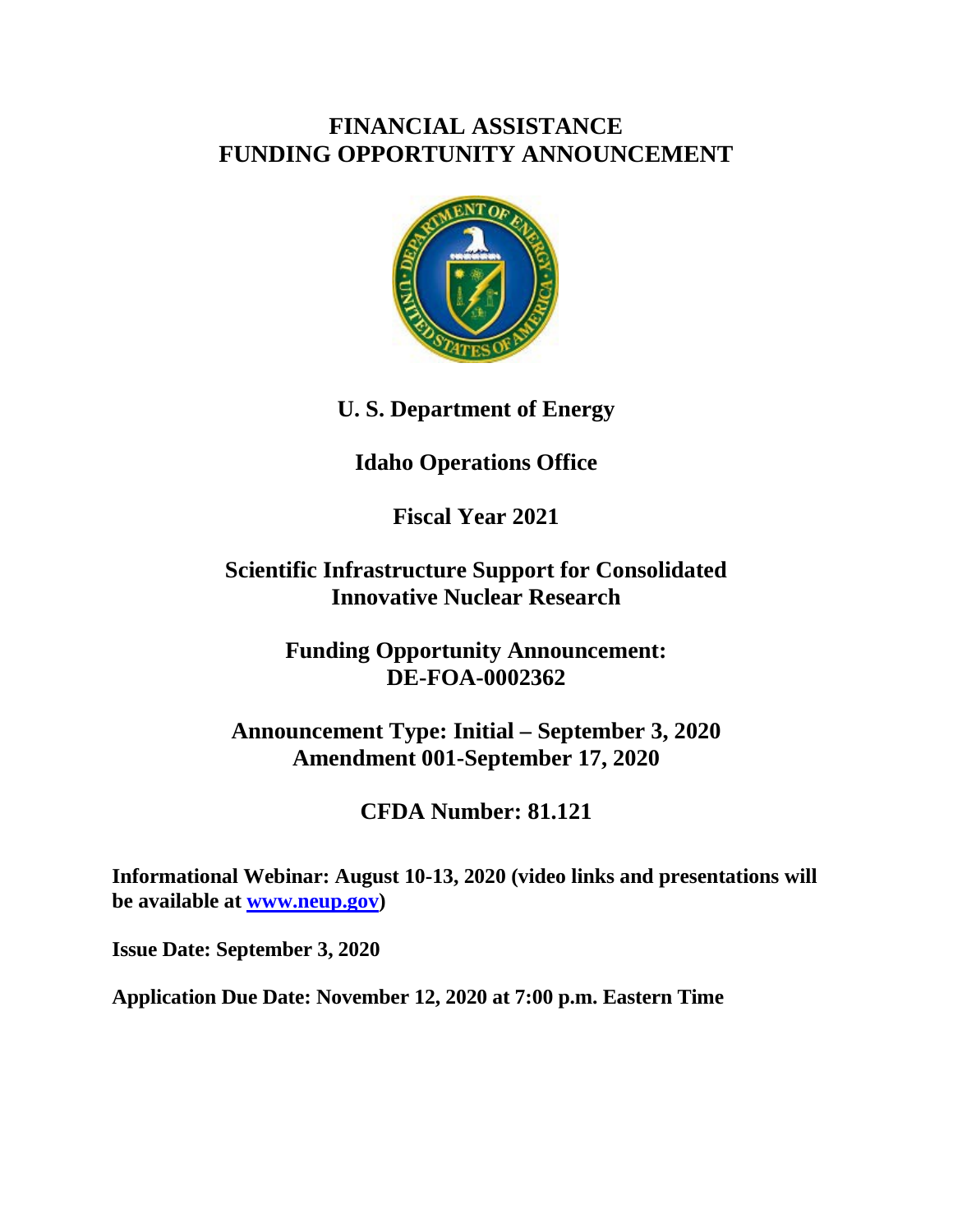# FINANCIAL ASSISTANCE
# FUNDING OPPORTUNITY ANNOUNCEMENT

## U. S. Department of Energy

## Idaho Operations Office

## Fiscal Year 2021

## Scientific Infrastructure Support for Consolidated Innovative Nuclear Research

## Funding Opportunity Announcement: DE-FOA-0002362

## Announcement Type: Initial – September 3, 2020
## Amendment 001-September 17, 2020

## CFDA Number: 81.121

**Informational Webinar: August 10-13, 2020 (video links and presentations will be available at [www.neup.gov](www.neup.gov))**

**Issue Date: September 3, 2020**

**Application Due Date: November 12, 2020 at 7:00 p.m. Eastern Time**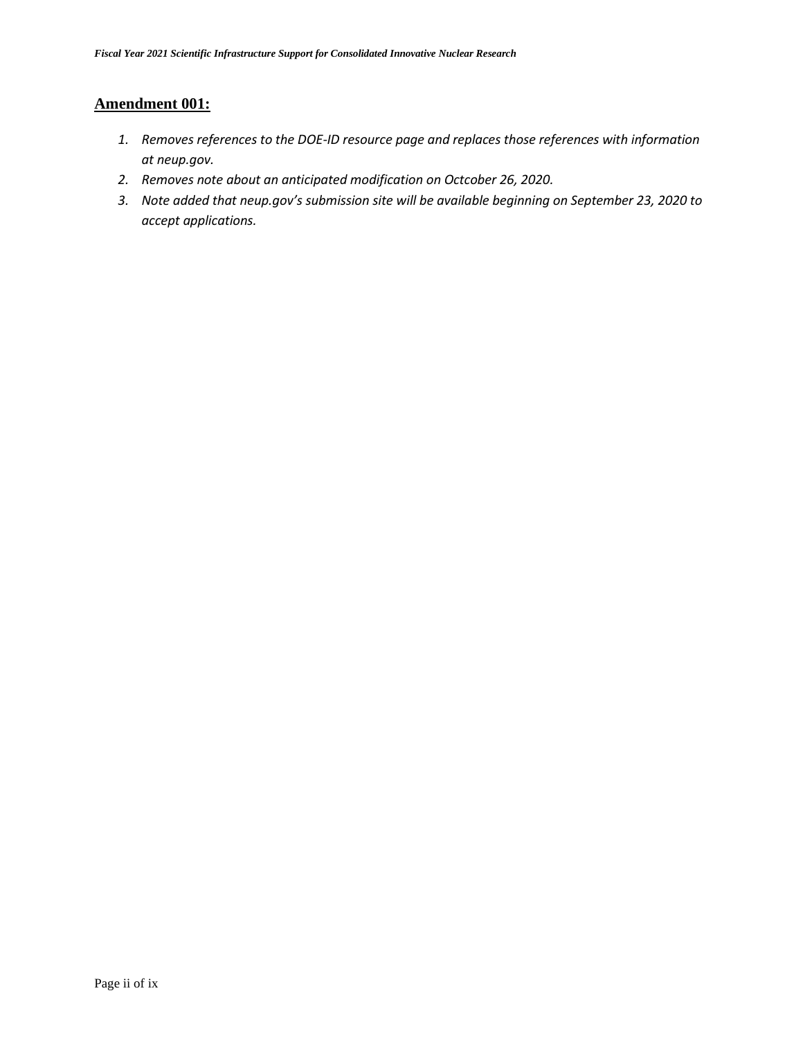## Amendment 001:

1. *Removes references to the DOE-ID resource page and replaces those references with information at neup.gov.*
2. *Removes note about an anticipated modification on Octcober 26, 2020.*
3. *Note added that neup.gov's submission site will be available beginning on September 23, 2020 to accept applications.*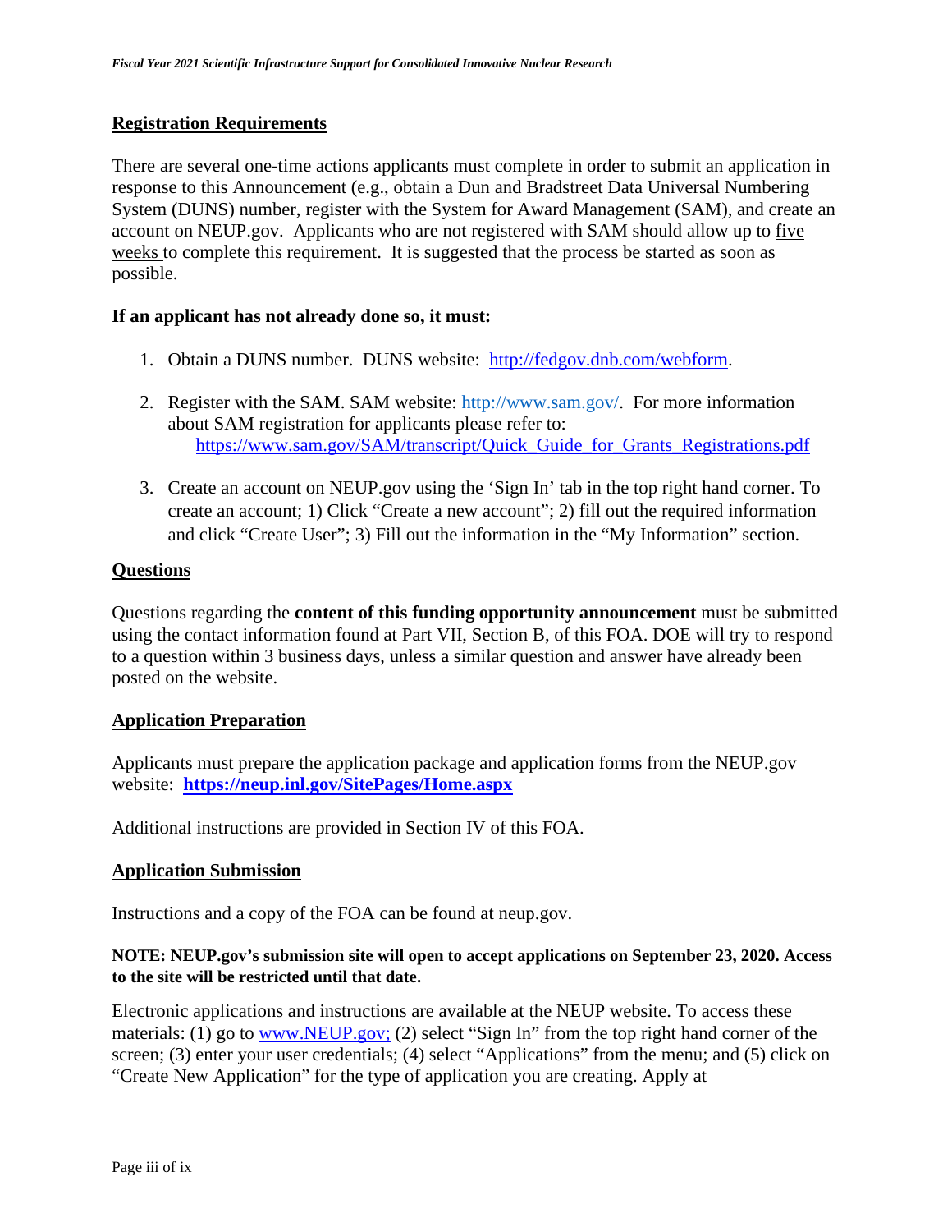**Registration Requirements**

There are several one-time actions applicants must complete in order to submit an application in response to this Announcement (e.g., obtain a Dun and Bradstreet Data Universal Numbering System (DUNS) number, register with the System for Award Management (SAM), and create an account on NEUP.gov. Applicants who are not registered with SAM should allow up to five weeks to complete this requirement. It is suggested that the process be started as soon as possible.

**If an applicant has not already done so, it must:**

1. Obtain a DUNS number. DUNS website: http://fedgov.dnb.com/webform.

2. Register with the SAM. SAM website: http://www.sam.gov/. For more information about SAM registration for applicants please refer to: https://www.sam.gov/SAM/transcript/Quick_Guide_for_Grants_Registrations.pdf

3. Create an account on NEUP.gov using the 'Sign In' tab in the top right hand corner. To create an account; 1) Click "Create a new account"; 2) fill out the required information and click "Create User"; 3) Fill out the information in the "My Information" section.

**Questions**

Questions regarding the **content of this funding opportunity announcement** must be submitted using the contact information found at Part VII, Section B, of this FOA. DOE will try to respond to a question within 3 business days, unless a similar question and answer have already been posted on the website.

**Application Preparation**

Applicants must prepare the application package and application forms from the NEUP.gov website: **https://neup.inl.gov/SitePages/Home.aspx**

Additional instructions are provided in Section IV of this FOA.

**Application Submission**

Instructions and a copy of the FOA can be found at neup.gov.

**NOTE: NEUP.gov's submission site will open to accept applications on September 23, 2020. Access to the site will be restricted until that date.**

Electronic applications and instructions are available at the NEUP website. To access these materials: (1) go to www.NEUP.gov; (2) select "Sign In" from the top right hand corner of the screen; (3) enter your user credentials; (4) select "Applications" from the menu; and (5) click on "Create New Application" for the type of application you are creating. Apply at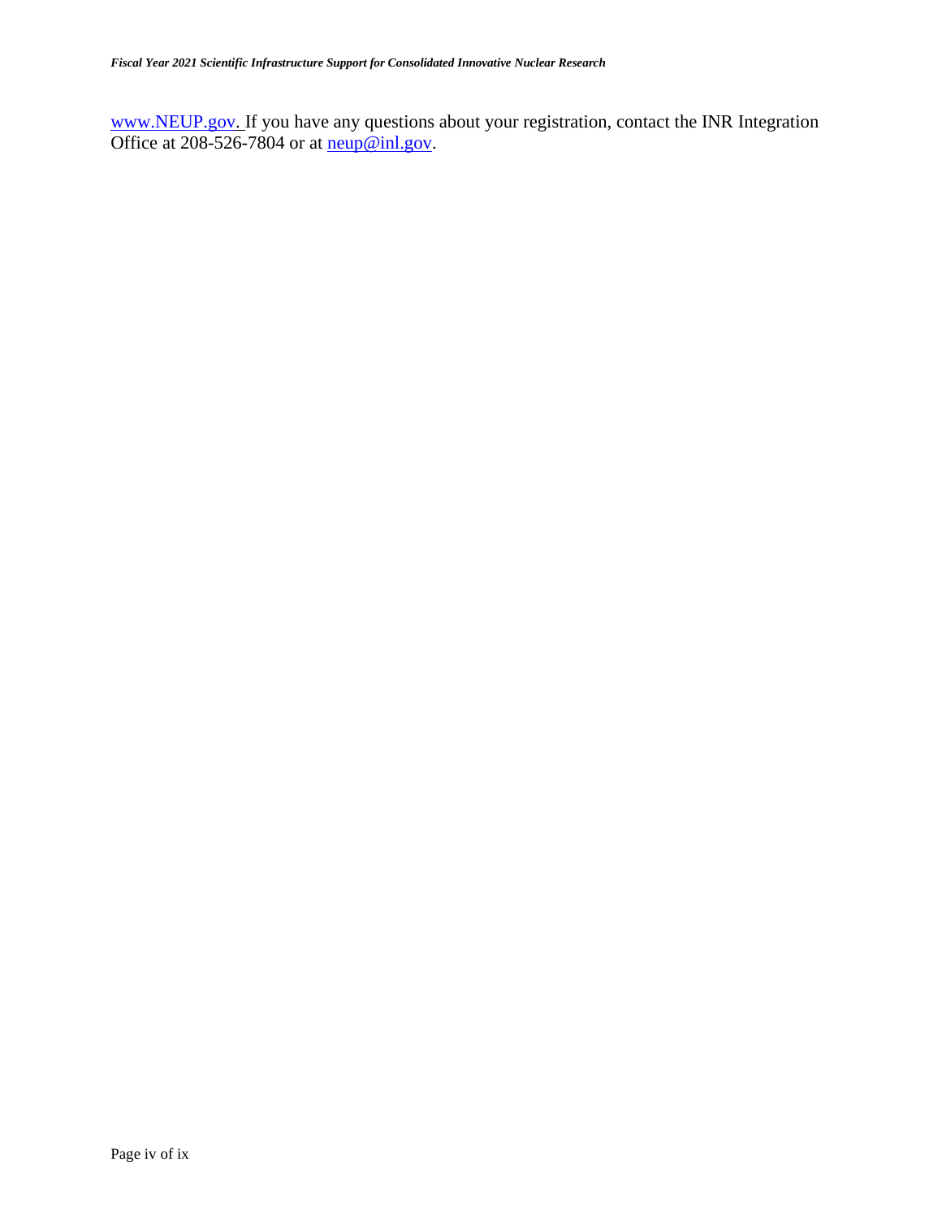www.NEUP.gov. If you have any questions about your registration, contact the INR Integration Office at 208-526-7804 or at neup@inl.gov.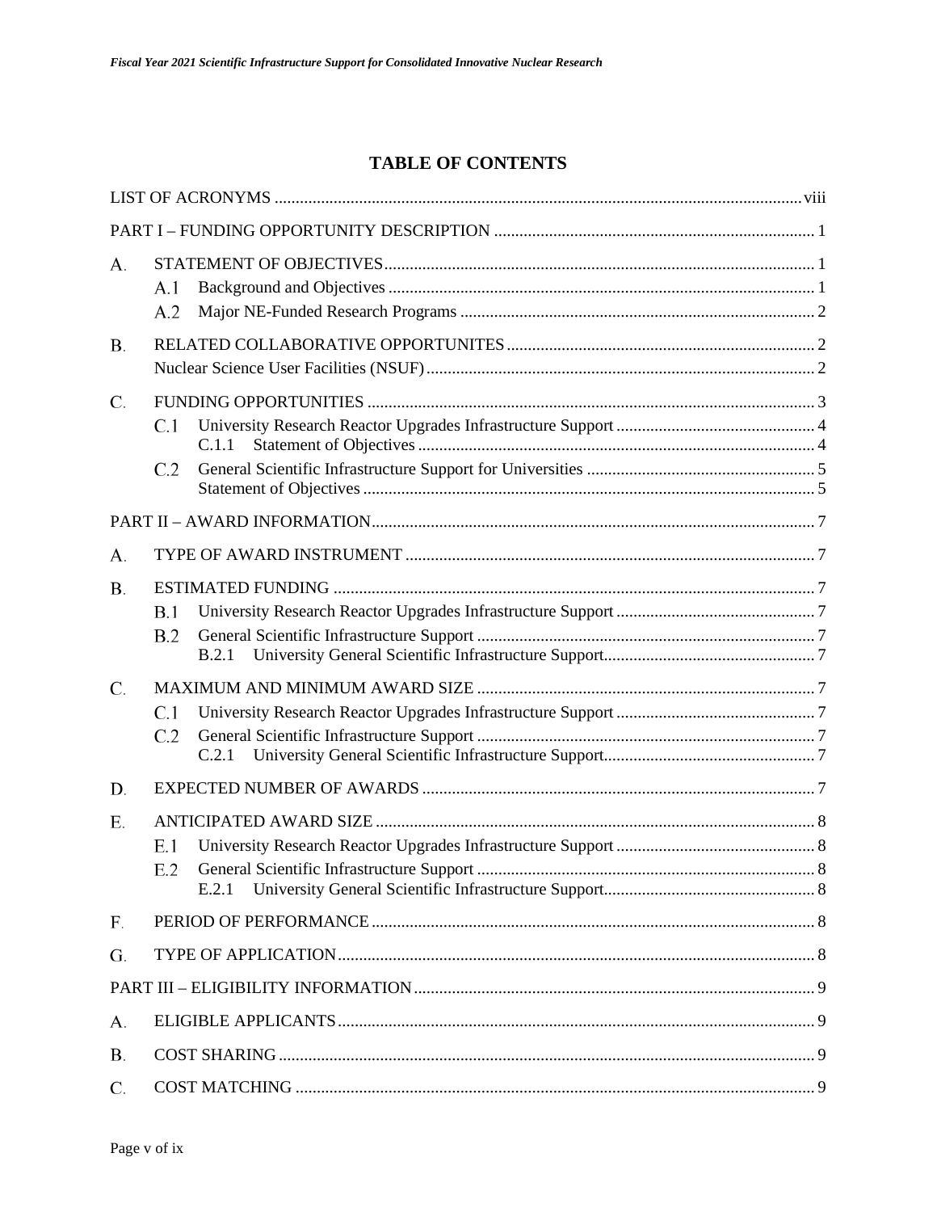# TABLE OF CONTENTS

LIST OF ACRONYMS ........ viii

PART I – FUNDING OPPORTUNITY DESCRIPTION ........ 1

A. STATEMENT OF OBJECTIVES ........ 1
- A.1 Background and Objectives ........ 1
- A.2 Major NE-Funded Research Programs ........ 2

B. RELATED COLLABORATIVE OPPORTUNITES ........ 2
- Nuclear Science User Facilities (NSUF) ........ 2

C. FUNDING OPPORTUNITIES ........ 3
- C.1 University Research Reactor Upgrades Infrastructure Support ........ 4
  - C.1.1 Statement of Objectives ........ 4
- C.2 General Scientific Infrastructure Support for Universities ........ 5
  - Statement of Objectives ........ 5

PART II – AWARD INFORMATION ........ 7

A. TYPE OF AWARD INSTRUMENT ........ 7

B. ESTIMATED FUNDING ........ 7
- B.1 University Research Reactor Upgrades Infrastructure Support ........ 7
- B.2 General Scientific Infrastructure Support ........ 7
  - B.2.1 University General Scientific Infrastructure Support ........ 7

C. MAXIMUM AND MINIMUM AWARD SIZE ........ 7
- C.1 University Research Reactor Upgrades Infrastructure Support ........ 7
- C.2 General Scientific Infrastructure Support ........ 7
  - C.2.1 University General Scientific Infrastructure Support ........ 7

D. EXPECTED NUMBER OF AWARDS ........ 7

E. ANTICIPATED AWARD SIZE ........ 8
- E.1 University Research Reactor Upgrades Infrastructure Support ........ 8
- E.2 General Scientific Infrastructure Support ........ 8
  - E.2.1 University General Scientific Infrastructure Support ........ 8

F. PERIOD OF PERFORMANCE ........ 8

G. TYPE OF APPLICATION ........ 8

PART III – ELIGIBILITY INFORMATION ........ 9

A. ELIGIBLE APPLICANTS ........ 9

B. COST SHARING ........ 9

C. COST MATCHING ........ 9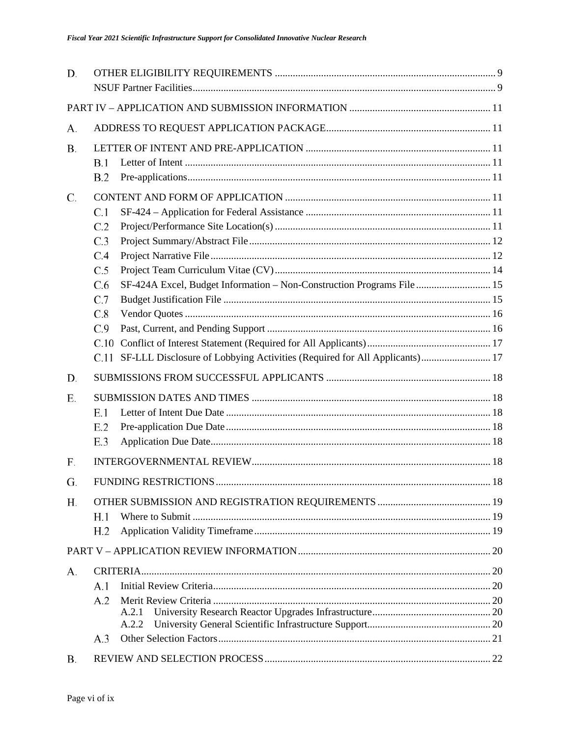D. OTHER ELIGIBILITY REQUIREMENTS ........ 9
NSUF Partner Facilities ........ 9

PART IV – APPLICATION AND SUBMISSION INFORMATION ........ 11

A. ADDRESS TO REQUEST APPLICATION PACKAGE ........ 11

B. LETTER OF INTENT AND PRE-APPLICATION ........ 11
- B.1 Letter of Intent ........ 11
- B.2 Pre-applications ........ 11

C. CONTENT AND FORM OF APPLICATION ........ 11
- C.1 SF-424 – Application for Federal Assistance ........ 11
- C.2 Project/Performance Site Location(s) ........ 11
- C.3 Project Summary/Abstract File ........ 12
- C.4 Project Narrative File ........ 12
- C.5 Project Team Curriculum Vitae (CV) ........ 14
- C.6 SF-424A Excel, Budget Information – Non-Construction Programs File ........ 15
- C.7 Budget Justification File ........ 15
- C.8 Vendor Quotes ........ 16
- C.9 Past, Current, and Pending Support ........ 16
- C.10 Conflict of Interest Statement (Required for All Applicants) ........ 17
- C.11 SF-LLL Disclosure of Lobbying Activities (Required for All Applicants) ........ 17

D. SUBMISSIONS FROM SUCCESSFUL APPLICANTS ........ 18

E. SUBMISSION DATES AND TIMES ........ 18
- E.1 Letter of Intent Due Date ........ 18
- E.2 Pre-application Due Date ........ 18
- E.3 Application Due Date ........ 18

F. INTERGOVERNMENTAL REVIEW ........ 18

G. FUNDING RESTRICTIONS ........ 18

H. OTHER SUBMISSION AND REGISTRATION REQUIREMENTS ........ 19
- H.1 Where to Submit ........ 19
- H.2 Application Validity Timeframe ........ 19

PART V – APPLICATION REVIEW INFORMATION ........ 20

A. CRITERIA ........ 20
- A.1 Initial Review Criteria ........ 20
- A.2 Merit Review Criteria ........ 20
  - A.2.1 University Research Reactor Upgrades Infrastructure ........ 20
  - A.2.2 University General Scientific Infrastructure Support ........ 20
- A.3 Other Selection Factors ........ 21

B. REVIEW AND SELECTION PROCESS ........ 22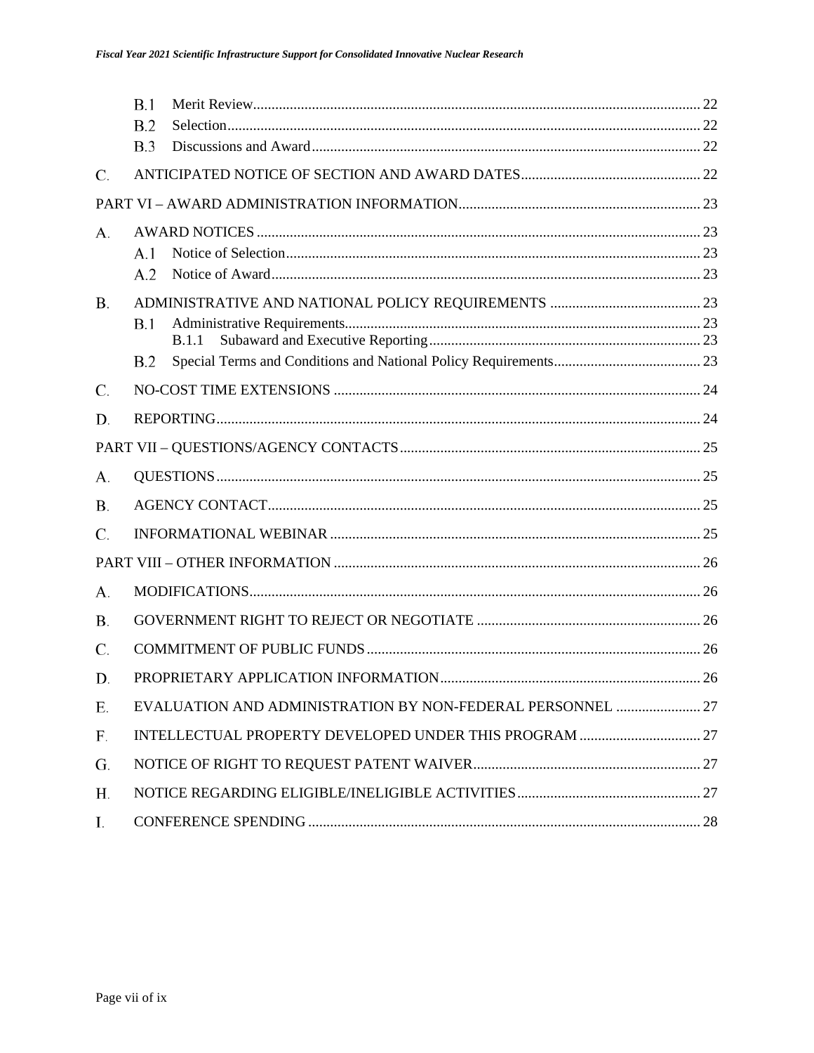B.1 Merit Review ..... 22
B.2 Selection ..... 22
B.3 Discussions and Award ..... 22

C. ANTICIPATED NOTICE OF SECTION AND AWARD DATES ..... 22

PART VI – AWARD ADMINISTRATION INFORMATION ..... 23

A. AWARD NOTICES ..... 23
A.1 Notice of Selection ..... 23
A.2 Notice of Award ..... 23

B. ADMINISTRATIVE AND NATIONAL POLICY REQUIREMENTS ..... 23
B.1 Administrative Requirements ..... 23
B.1.1 Subaward and Executive Reporting ..... 23
B.2 Special Terms and Conditions and National Policy Requirements ..... 23

C. NO-COST TIME EXTENSIONS ..... 24

D. REPORTING ..... 24

PART VII – QUESTIONS/AGENCY CONTACTS ..... 25

A. QUESTIONS ..... 25

B. AGENCY CONTACT ..... 25

C. INFORMATIONAL WEBINAR ..... 25

PART VIII – OTHER INFORMATION ..... 26

A. MODIFICATIONS ..... 26

B. GOVERNMENT RIGHT TO REJECT OR NEGOTIATE ..... 26

C. COMMITMENT OF PUBLIC FUNDS ..... 26

D. PROPRIETARY APPLICATION INFORMATION ..... 26

E. EVALUATION AND ADMINISTRATION BY NON-FEDERAL PERSONNEL ..... 27

F. INTELLECTUAL PROPERTY DEVELOPED UNDER THIS PROGRAM ..... 27

G. NOTICE OF RIGHT TO REQUEST PATENT WAIVER ..... 27

H. NOTICE REGARDING ELIGIBLE/INELIGIBLE ACTIVITIES ..... 27

I. CONFERENCE SPENDING ..... 28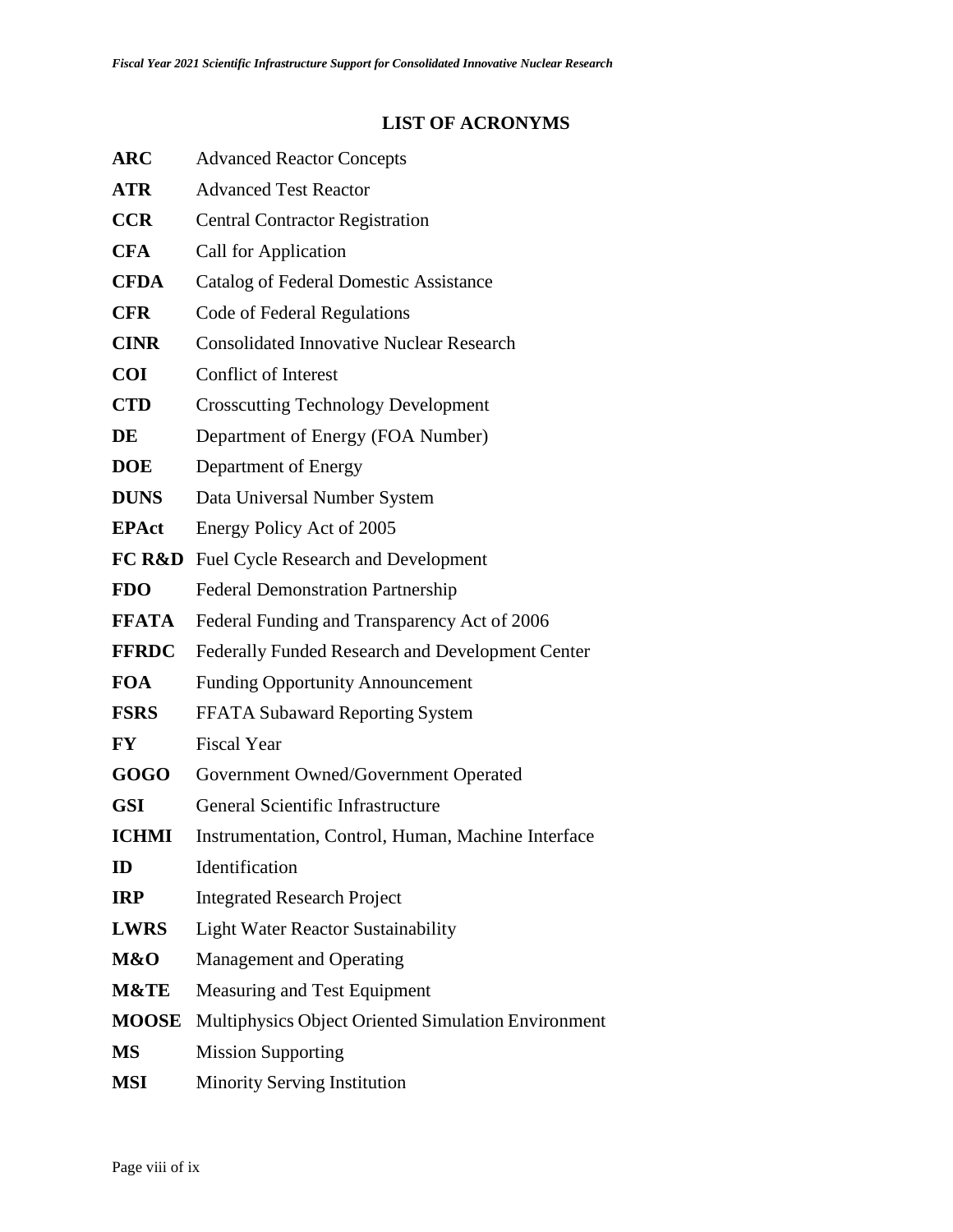## LIST OF ACRONYMS

| | |
|---|---|
| **ARC** | Advanced Reactor Concepts |
| **ATR** | Advanced Test Reactor |
| **CCR** | Central Contractor Registration |
| **CFA** | Call for Application |
| **CFDA** | Catalog of Federal Domestic Assistance |
| **CFR** | Code of Federal Regulations |
| **CINR** | Consolidated Innovative Nuclear Research |
| **COI** | Conflict of Interest |
| **CTD** | Crosscutting Technology Development |
| **DE** | Department of Energy (FOA Number) |
| **DOE** | Department of Energy |
| **DUNS** | Data Universal Number System |
| **EPAct** | Energy Policy Act of 2005 |
| **FC R&D** | Fuel Cycle Research and Development |
| **FDO** | Federal Demonstration Partnership |
| **FFATA** | Federal Funding and Transparency Act of 2006 |
| **FFRDC** | Federally Funded Research and Development Center |
| **FOA** | Funding Opportunity Announcement |
| **FSRS** | FFATA Subaward Reporting System |
| **FY** | Fiscal Year |
| **GOGO** | Government Owned/Government Operated |
| **GSI** | General Scientific Infrastructure |
| **ICHMI** | Instrumentation, Control, Human, Machine Interface |
| **ID** | Identification |
| **IRP** | Integrated Research Project |
| **LWRS** | Light Water Reactor Sustainability |
| **M&O** | Management and Operating |
| **M&TE** | Measuring and Test Equipment |
| **MOOSE** | Multiphysics Object Oriented Simulation Environment |
| **MS** | Mission Supporting |
| **MSI** | Minority Serving Institution |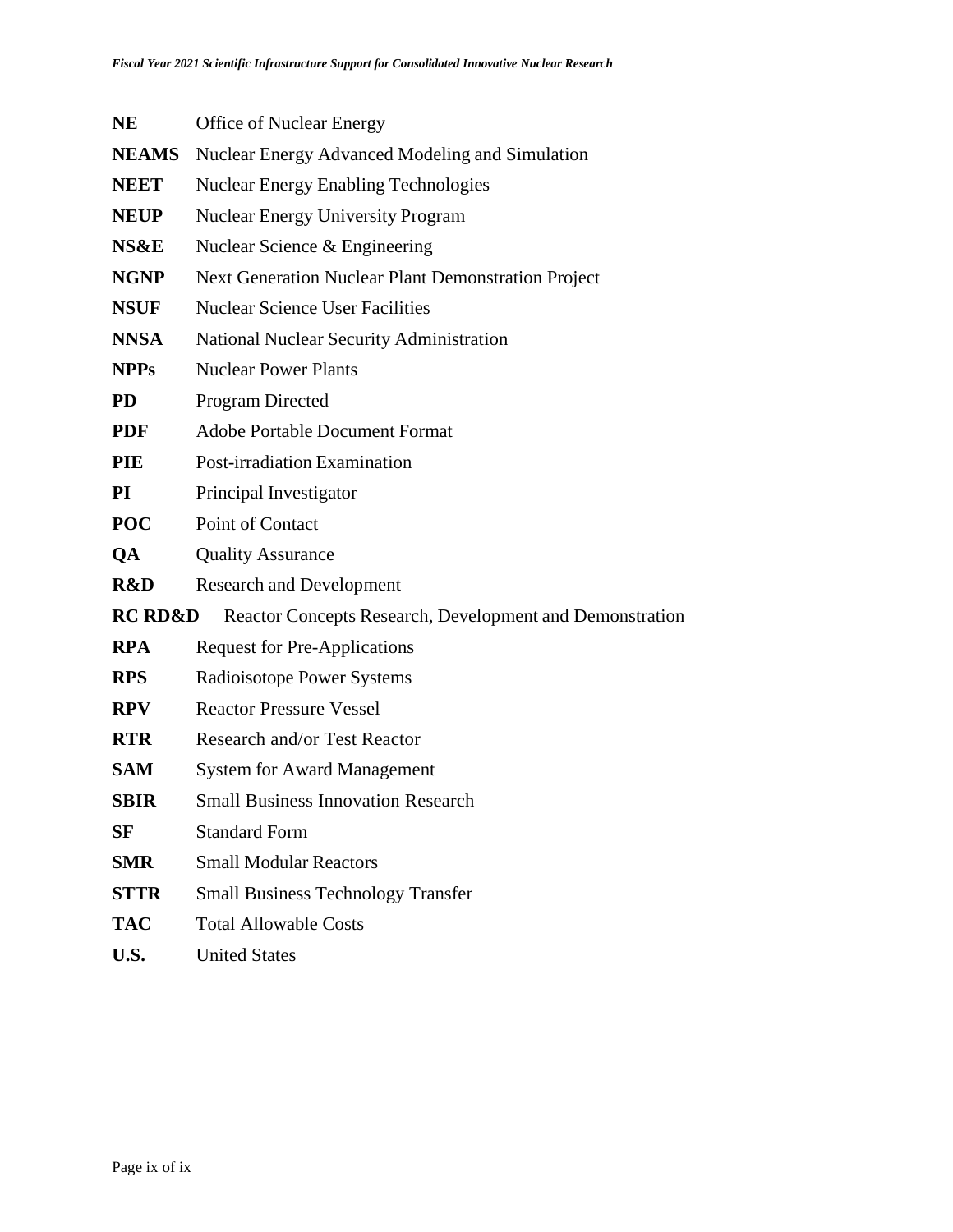**NE** Office of Nuclear Energy

**NEAMS** Nuclear Energy Advanced Modeling and Simulation

**NEET** Nuclear Energy Enabling Technologies

**NEUP** Nuclear Energy University Program

**NS&E** Nuclear Science & Engineering

**NGNP** Next Generation Nuclear Plant Demonstration Project

**NSUF** Nuclear Science User Facilities

**NNSA** National Nuclear Security Administration

**NPPs** Nuclear Power Plants

**PD** Program Directed

**PDF** Adobe Portable Document Format

**PIE** Post-irradiation Examination

**PI** Principal Investigator

**POC** Point of Contact

**QA** Quality Assurance

**R&D** Research and Development

**RC RD&D** Reactor Concepts Research, Development and Demonstration

**RPA** Request for Pre-Applications

**RPS** Radioisotope Power Systems

**RPV** Reactor Pressure Vessel

**RTR** Research and/or Test Reactor

**SAM** System for Award Management

**SBIR** Small Business Innovation Research

**SF** Standard Form

**SMR** Small Modular Reactors

**STTR** Small Business Technology Transfer

**TAC** Total Allowable Costs

**U.S.** United States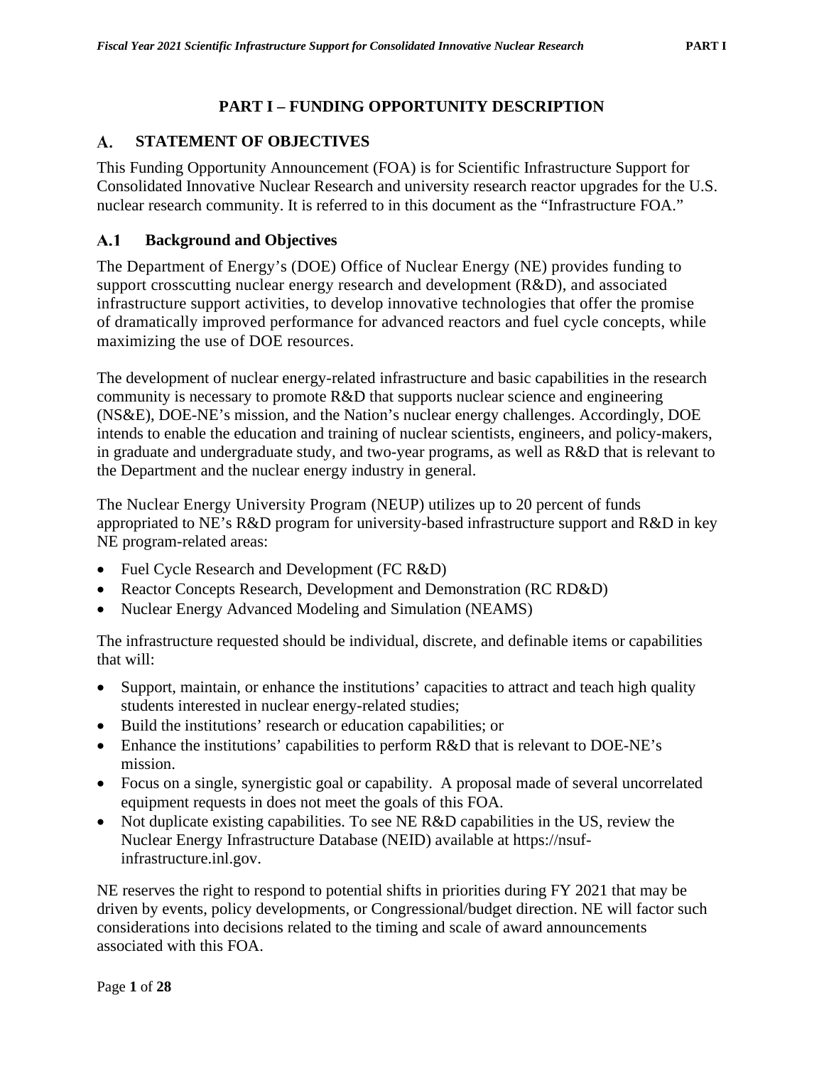# PART I – FUNDING OPPORTUNITY DESCRIPTION

## A. STATEMENT OF OBJECTIVES

This Funding Opportunity Announcement (FOA) is for Scientific Infrastructure Support for Consolidated Innovative Nuclear Research and university research reactor upgrades for the U.S. nuclear research community. It is referred to in this document as the "Infrastructure FOA."

### A.1 Background and Objectives

The Department of Energy's (DOE) Office of Nuclear Energy (NE) provides funding to support crosscutting nuclear energy research and development (R&D), and associated infrastructure support activities, to develop innovative technologies that offer the promise of dramatically improved performance for advanced reactors and fuel cycle concepts, while maximizing the use of DOE resources.

The development of nuclear energy-related infrastructure and basic capabilities in the research community is necessary to promote R&D that supports nuclear science and engineering (NS&E), DOE-NE's mission, and the Nation's nuclear energy challenges. Accordingly, DOE intends to enable the education and training of nuclear scientists, engineers, and policy-makers, in graduate and undergraduate study, and two-year programs, as well as R&D that is relevant to the Department and the nuclear energy industry in general.

The Nuclear Energy University Program (NEUP) utilizes up to 20 percent of funds appropriated to NE's R&D program for university-based infrastructure support and R&D in key NE program-related areas:

- Fuel Cycle Research and Development (FC R&D)
- Reactor Concepts Research, Development and Demonstration (RC RD&D)
- Nuclear Energy Advanced Modeling and Simulation (NEAMS)

The infrastructure requested should be individual, discrete, and definable items or capabilities that will:

- Support, maintain, or enhance the institutions' capacities to attract and teach high quality students interested in nuclear energy-related studies;
- Build the institutions' research or education capabilities; or
- Enhance the institutions' capabilities to perform R&D that is relevant to DOE-NE's mission.
- Focus on a single, synergistic goal or capability. A proposal made of several uncorrelated equipment requests in does not meet the goals of this FOA.
- Not duplicate existing capabilities. To see NE R&D capabilities in the US, review the Nuclear Energy Infrastructure Database (NEID) available at https://nsuf-infrastructure.inl.gov.

NE reserves the right to respond to potential shifts in priorities during FY 2021 that may be driven by events, policy developments, or Congressional/budget direction. NE will factor such considerations into decisions related to the timing and scale of award announcements associated with this FOA.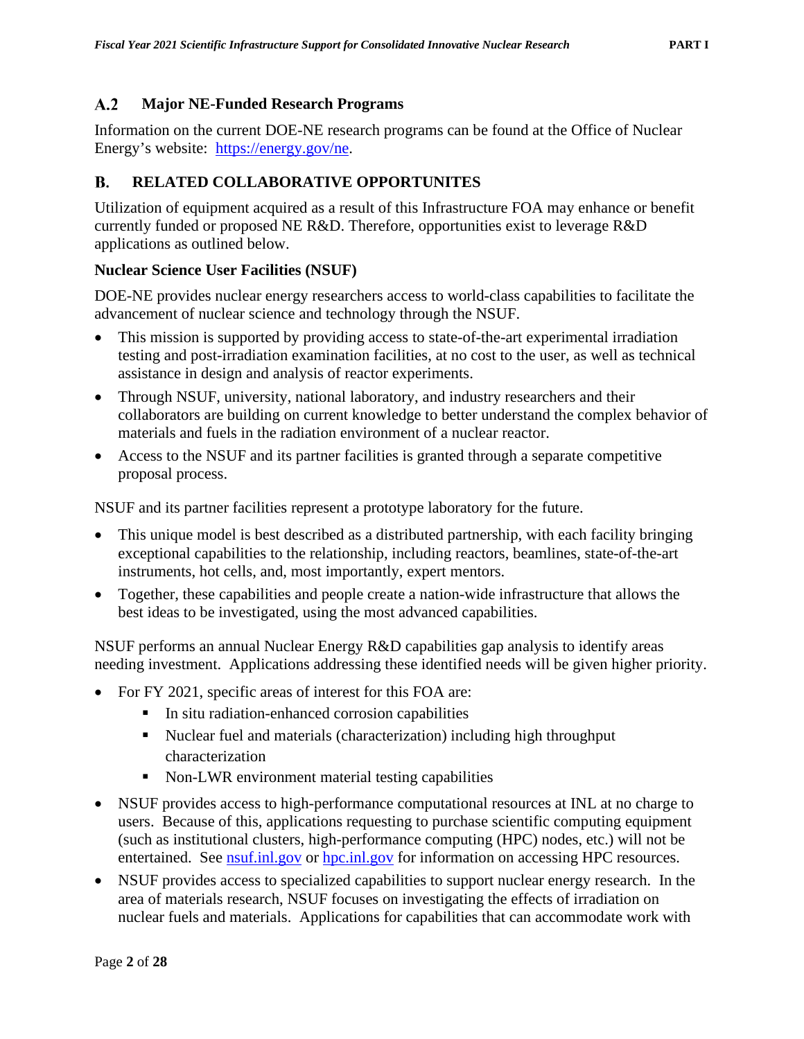## A.2 Major NE-Funded Research Programs

Information on the current DOE-NE research programs can be found at the Office of Nuclear Energy's website: [https://energy.gov/ne](https://energy.gov/ne).

## B. RELATED COLLABORATIVE OPPORTUNITES

Utilization of equipment acquired as a result of this Infrastructure FOA may enhance or benefit currently funded or proposed NE R&D. Therefore, opportunities exist to leverage R&D applications as outlined below.

**Nuclear Science User Facilities (NSUF)**

DOE-NE provides nuclear energy researchers access to world-class capabilities to facilitate the advancement of nuclear science and technology through the NSUF.

- This mission is supported by providing access to state-of-the-art experimental irradiation testing and post-irradiation examination facilities, at no cost to the user, as well as technical assistance in design and analysis of reactor experiments.
- Through NSUF, university, national laboratory, and industry researchers and their collaborators are building on current knowledge to better understand the complex behavior of materials and fuels in the radiation environment of a nuclear reactor.
- Access to the NSUF and its partner facilities is granted through a separate competitive proposal process.

NSUF and its partner facilities represent a prototype laboratory for the future.

- This unique model is best described as a distributed partnership, with each facility bringing exceptional capabilities to the relationship, including reactors, beamlines, state-of-the-art instruments, hot cells, and, most importantly, expert mentors.
- Together, these capabilities and people create a nation-wide infrastructure that allows the best ideas to be investigated, using the most advanced capabilities.

NSUF performs an annual Nuclear Energy R&D capabilities gap analysis to identify areas needing investment. Applications addressing these identified needs will be given higher priority.

- For FY 2021, specific areas of interest for this FOA are:
  - In situ radiation-enhanced corrosion capabilities
  - Nuclear fuel and materials (characterization) including high throughput characterization
  - Non-LWR environment material testing capabilities
- NSUF provides access to high-performance computational resources at INL at no charge to users. Because of this, applications requesting to purchase scientific computing equipment (such as institutional clusters, high-performance computing (HPC) nodes, etc.) will not be entertained. See [nsuf.inl.gov](nsuf.inl.gov) or [hpc.inl.gov](hpc.inl.gov) for information on accessing HPC resources.
- NSUF provides access to specialized capabilities to support nuclear energy research. In the area of materials research, NSUF focuses on investigating the effects of irradiation on nuclear fuels and materials. Applications for capabilities that can accommodate work with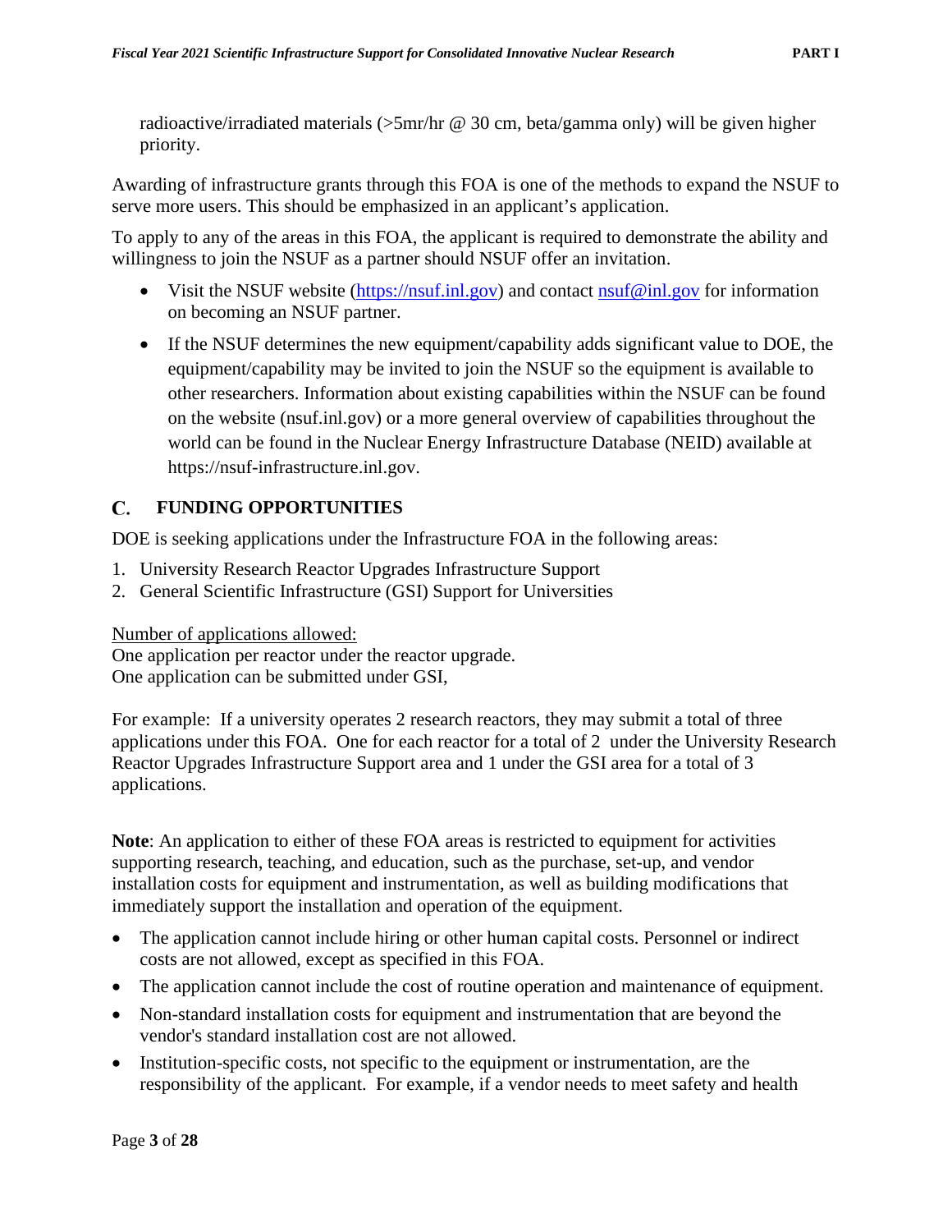radioactive/irradiated materials (>5mr/hr @ 30 cm, beta/gamma only) will be given higher priority.

Awarding of infrastructure grants through this FOA is one of the methods to expand the NSUF to serve more users. This should be emphasized in an applicant's application.

To apply to any of the areas in this FOA, the applicant is required to demonstrate the ability and willingness to join the NSUF as a partner should NSUF offer an invitation.

- Visit the NSUF website (https://nsuf.inl.gov) and contact nsuf@inl.gov for information on becoming an NSUF partner.
- If the NSUF determines the new equipment/capability adds significant value to DOE, the equipment/capability may be invited to join the NSUF so the equipment is available to other researchers. Information about existing capabilities within the NSUF can be found on the website (nsuf.inl.gov) or a more general overview of capabilities throughout the world can be found in the Nuclear Energy Infrastructure Database (NEID) available at https://nsuf-infrastructure.inl.gov.

## C. FUNDING OPPORTUNITIES

DOE is seeking applications under the Infrastructure FOA in the following areas:

1. University Research Reactor Upgrades Infrastructure Support
2. General Scientific Infrastructure (GSI) Support for Universities

Number of applications allowed:
One application per reactor under the reactor upgrade.
One application can be submitted under GSI,

For example: If a university operates 2 research reactors, they may submit a total of three applications under this FOA. One for each reactor for a total of 2 under the University Research Reactor Upgrades Infrastructure Support area and 1 under the GSI area for a total of 3 applications.

**Note**: An application to either of these FOA areas is restricted to equipment for activities supporting research, teaching, and education, such as the purchase, set-up, and vendor installation costs for equipment and instrumentation, as well as building modifications that immediately support the installation and operation of the equipment.

- The application cannot include hiring or other human capital costs. Personnel or indirect costs are not allowed, except as specified in this FOA.
- The application cannot include the cost of routine operation and maintenance of equipment.
- Non-standard installation costs for equipment and instrumentation that are beyond the vendor's standard installation cost are not allowed.
- Institution-specific costs, not specific to the equipment or instrumentation, are the responsibility of the applicant. For example, if a vendor needs to meet safety and health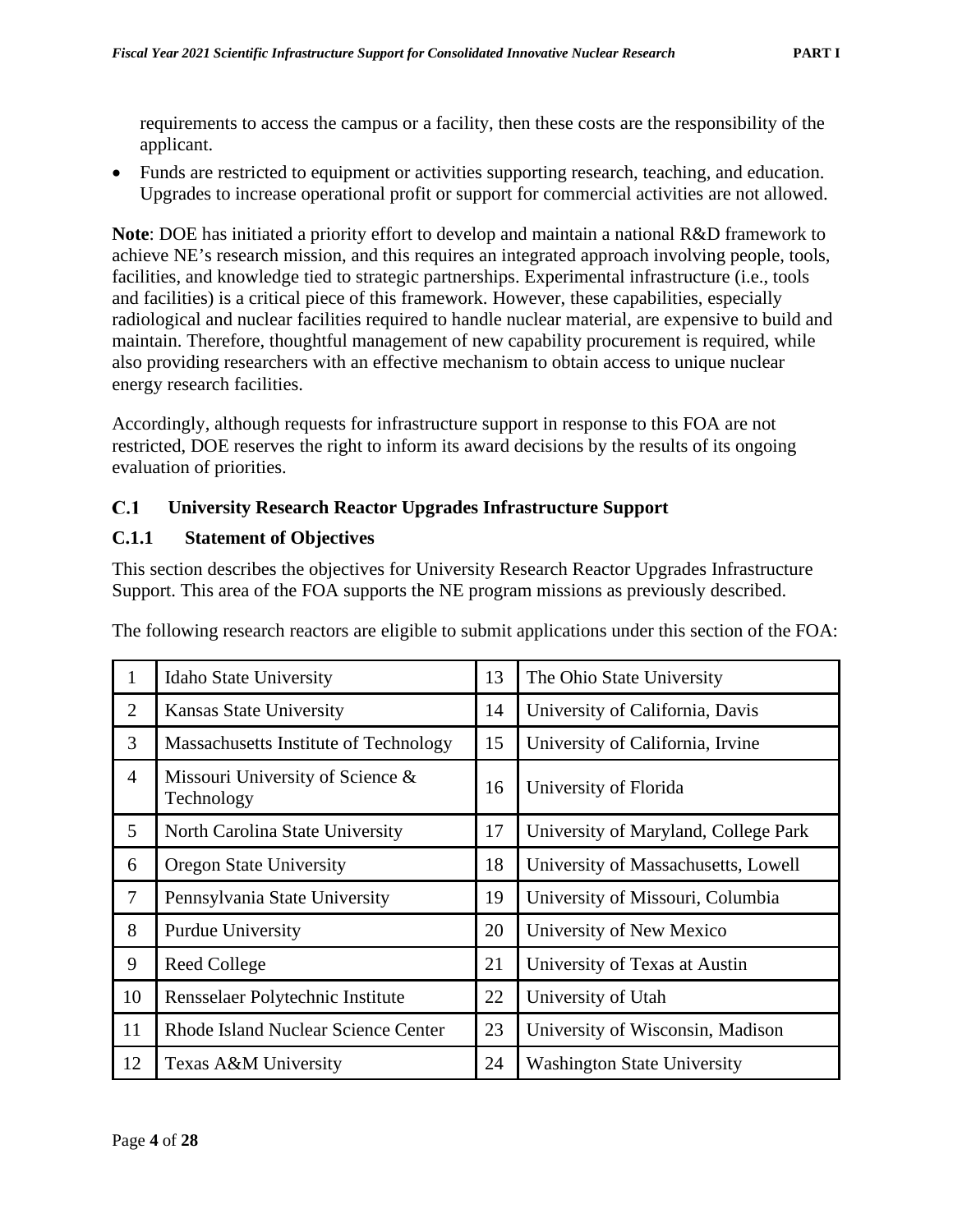requirements to access the campus or a facility, then these costs are the responsibility of the applicant.

- Funds are restricted to equipment or activities supporting research, teaching, and education. Upgrades to increase operational profit or support for commercial activities are not allowed.

**Note**: DOE has initiated a priority effort to develop and maintain a national R&D framework to achieve NE's research mission, and this requires an integrated approach involving people, tools, facilities, and knowledge tied to strategic partnerships. Experimental infrastructure (i.e., tools and facilities) is a critical piece of this framework. However, these capabilities, especially radiological and nuclear facilities required to handle nuclear material, are expensive to build and maintain. Therefore, thoughtful management of new capability procurement is required, while also providing researchers with an effective mechanism to obtain access to unique nuclear energy research facilities.

Accordingly, although requests for infrastructure support in response to this FOA are not restricted, DOE reserves the right to inform its award decisions by the results of its ongoing evaluation of priorities.

## C.1 University Research Reactor Upgrades Infrastructure Support

### C.1.1 Statement of Objectives

This section describes the objectives for University Research Reactor Upgrades Infrastructure Support. This area of the FOA supports the NE program missions as previously described.

The following research reactors are eligible to submit applications under this section of the FOA:

| | | | |
|---|---|---|---|
| 1 | Idaho State University | 13 | The Ohio State University |
| 2 | Kansas State University | 14 | University of California, Davis |
| 3 | Massachusetts Institute of Technology | 15 | University of California, Irvine |
| 4 | Missouri University of Science & Technology | 16 | University of Florida |
| 5 | North Carolina State University | 17 | University of Maryland, College Park |
| 6 | Oregon State University | 18 | University of Massachusetts, Lowell |
| 7 | Pennsylvania State University | 19 | University of Missouri, Columbia |
| 8 | Purdue University | 20 | University of New Mexico |
| 9 | Reed College | 21 | University of Texas at Austin |
| 10 | Rensselaer Polytechnic Institute | 22 | University of Utah |
| 11 | Rhode Island Nuclear Science Center | 23 | University of Wisconsin, Madison |
| 12 | Texas A&M University | 24 | Washington State University |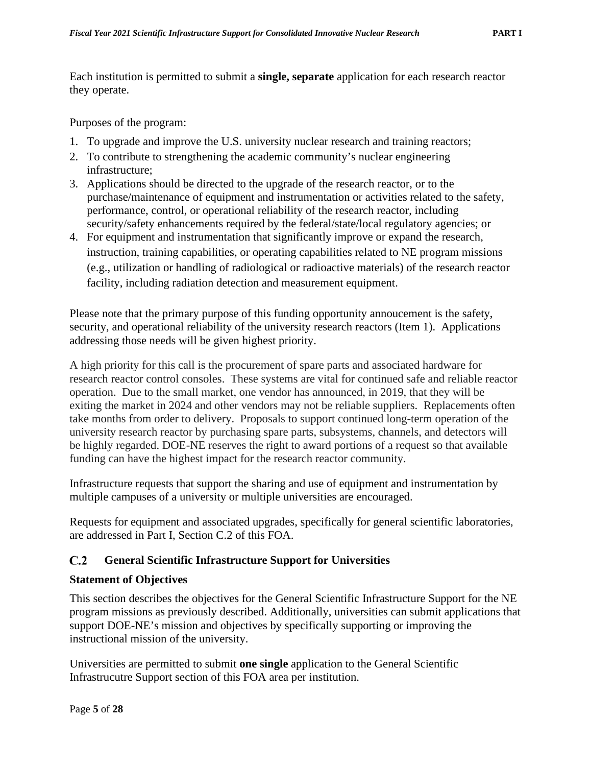Each institution is permitted to submit a **single, separate** application for each research reactor they operate.

Purposes of the program:

1. To upgrade and improve the U.S. university nuclear research and training reactors;
2. To contribute to strengthening the academic community's nuclear engineering infrastructure;
3. Applications should be directed to the upgrade of the research reactor, or to the purchase/maintenance of equipment and instrumentation or activities related to the safety, performance, control, or operational reliability of the research reactor, including security/safety enhancements required by the federal/state/local regulatory agencies; or
4. For equipment and instrumentation that significantly improve or expand the research, instruction, training capabilities, or operating capabilities related to NE program missions (e.g., utilization or handling of radiological or radioactive materials) of the research reactor facility, including radiation detection and measurement equipment.

Please note that the primary purpose of this funding opportunity annoucement is the safety, security, and operational reliability of the university research reactors (Item 1). Applications addressing those needs will be given highest priority.

A high priority for this call is the procurement of spare parts and associated hardware for research reactor control consoles. These systems are vital for continued safe and reliable reactor operation. Due to the small market, one vendor has announced, in 2019, that they will be exiting the market in 2024 and other vendors may not be reliable suppliers. Replacements often take months from order to delivery. Proposals to support continued long-term operation of the university research reactor by purchasing spare parts, subsystems, channels, and detectors will be highly regarded. DOE-NE reserves the right to award portions of a request so that available funding can have the highest impact for the research reactor community.

Infrastructure requests that support the sharing and use of equipment and instrumentation by multiple campuses of a university or multiple universities are encouraged.

Requests for equipment and associated upgrades, specifically for general scientific laboratories, are addressed in Part I, Section C.2 of this FOA.

## C.2 General Scientific Infrastructure Support for Universities

**Statement of Objectives**

This section describes the objectives for the General Scientific Infrastructure Support for the NE program missions as previously described. Additionally, universities can submit applications that support DOE-NE's mission and objectives by specifically supporting or improving the instructional mission of the university.

Universities are permitted to submit **one single** application to the General Scientific Infrastrucutre Support section of this FOA area per institution.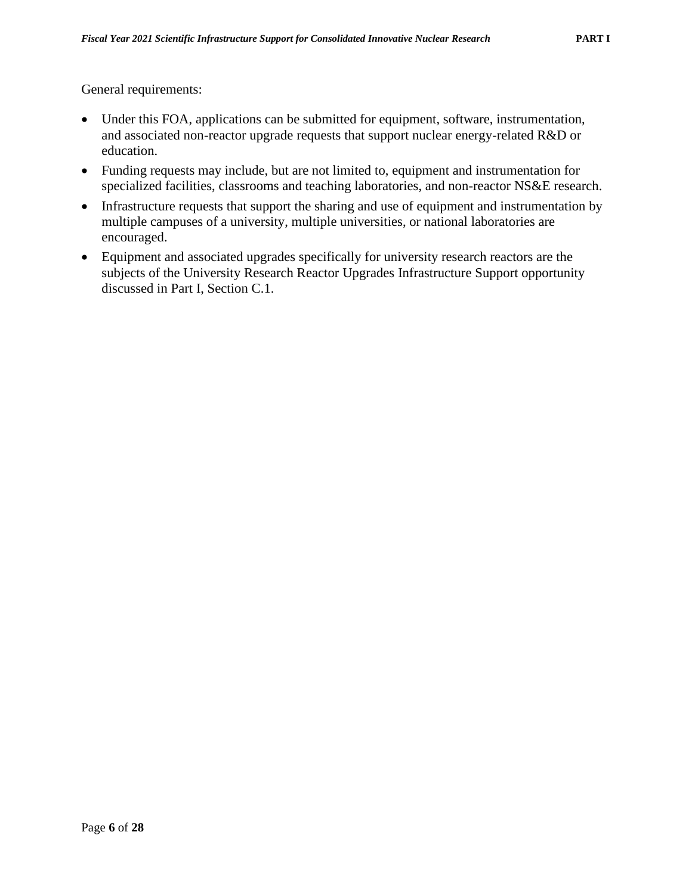General requirements:

- Under this FOA, applications can be submitted for equipment, software, instrumentation, and associated non-reactor upgrade requests that support nuclear energy-related R&D or education.
- Funding requests may include, but are not limited to, equipment and instrumentation for specialized facilities, classrooms and teaching laboratories, and non-reactor NS&E research.
- Infrastructure requests that support the sharing and use of equipment and instrumentation by multiple campuses of a university, multiple universities, or national laboratories are encouraged.
- Equipment and associated upgrades specifically for university research reactors are the subjects of the University Research Reactor Upgrades Infrastructure Support opportunity discussed in Part I, Section C.1.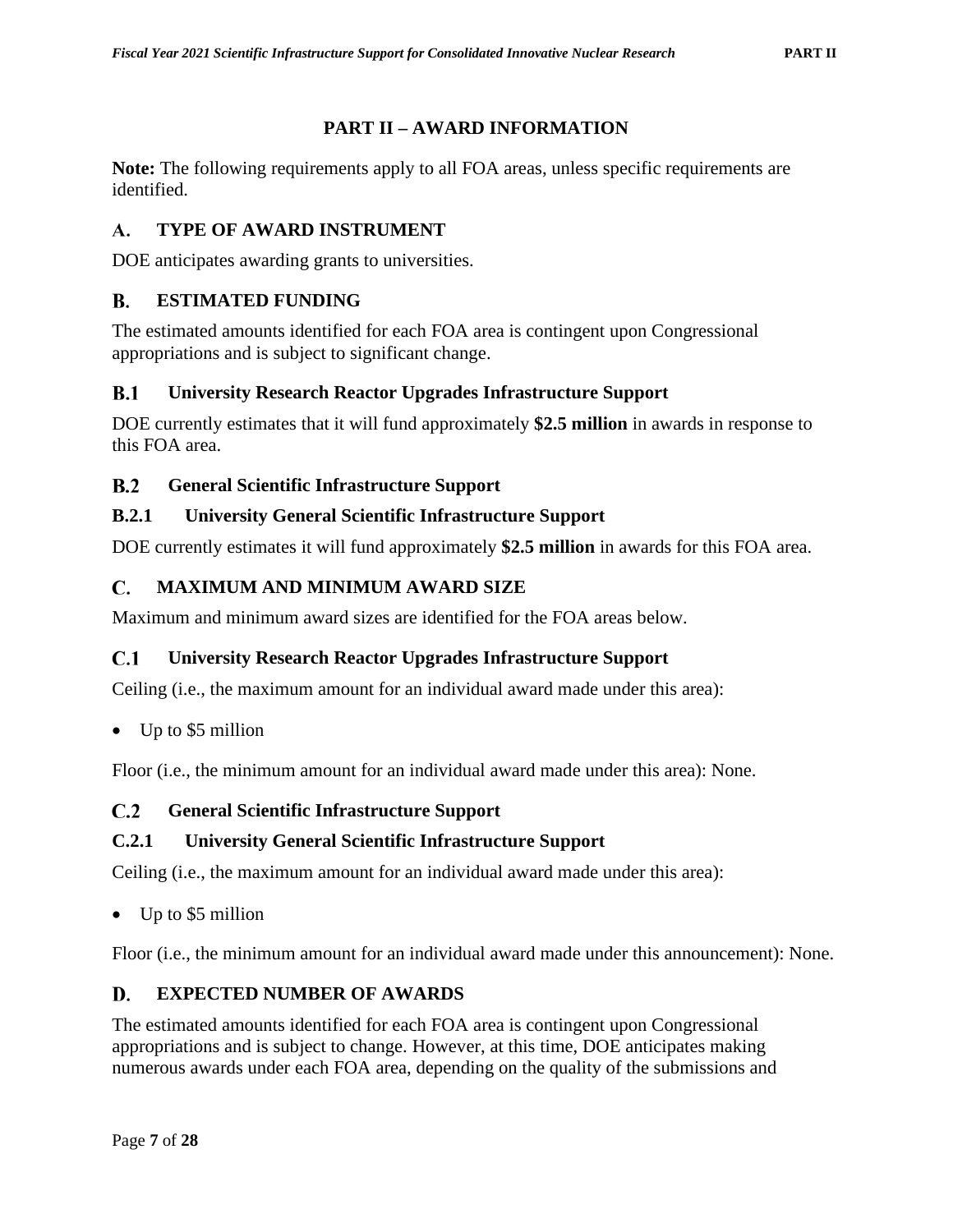# PART II – AWARD INFORMATION

**Note:** The following requirements apply to all FOA areas, unless specific requirements are identified.

## A. TYPE OF AWARD INSTRUMENT

DOE anticipates awarding grants to universities.

## B. ESTIMATED FUNDING

The estimated amounts identified for each FOA area is contingent upon Congressional appropriations and is subject to significant change.

### B.1 University Research Reactor Upgrades Infrastructure Support

DOE currently estimates that it will fund approximately **$2.5 million** in awards in response to this FOA area.

### B.2 General Scientific Infrastructure Support

#### B.2.1 University General Scientific Infrastructure Support

DOE currently estimates it will fund approximately **$2.5 million** in awards for this FOA area.

## C. MAXIMUM AND MINIMUM AWARD SIZE

Maximum and minimum award sizes are identified for the FOA areas below.

### C.1 University Research Reactor Upgrades Infrastructure Support

Ceiling (i.e., the maximum amount for an individual award made under this area):

- Up to $5 million

Floor (i.e., the minimum amount for an individual award made under this area): None.

### C.2 General Scientific Infrastructure Support

#### C.2.1 University General Scientific Infrastructure Support

Ceiling (i.e., the maximum amount for an individual award made under this area):

- Up to $5 million

Floor (i.e., the minimum amount for an individual award made under this announcement): None.

## D. EXPECTED NUMBER OF AWARDS

The estimated amounts identified for each FOA area is contingent upon Congressional appropriations and is subject to change. However, at this time, DOE anticipates making numerous awards under each FOA area, depending on the quality of the submissions and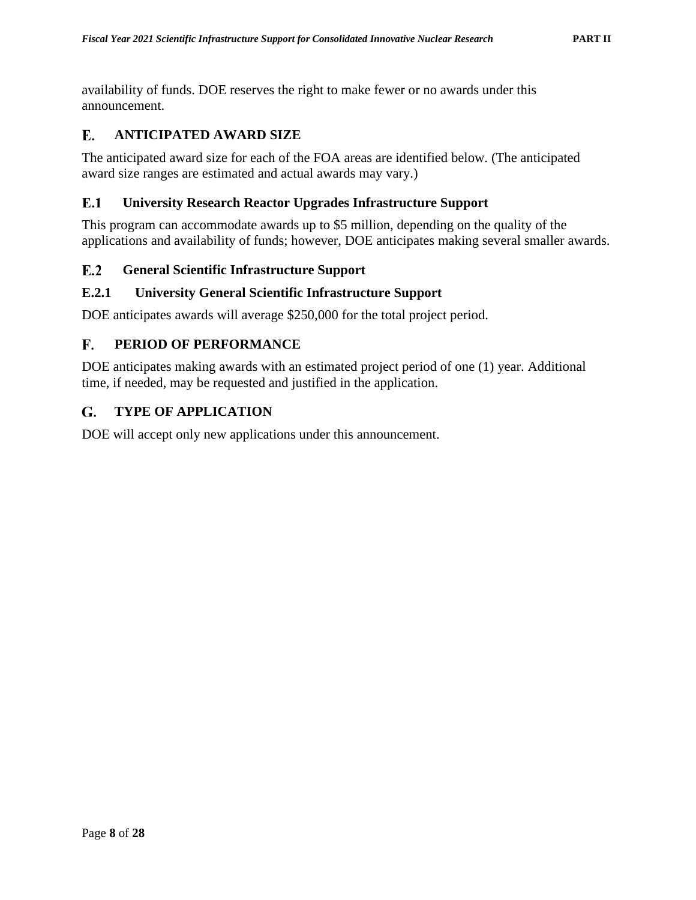availability of funds. DOE reserves the right to make fewer or no awards under this announcement.

## E. ANTICIPATED AWARD SIZE

The anticipated award size for each of the FOA areas are identified below. (The anticipated award size ranges are estimated and actual awards may vary.)

### E.1 University Research Reactor Upgrades Infrastructure Support

This program can accommodate awards up to $5 million, depending on the quality of the applications and availability of funds; however, DOE anticipates making several smaller awards.

### E.2 General Scientific Infrastructure Support

#### E.2.1 University General Scientific Infrastructure Support

DOE anticipates awards will average $250,000 for the total project period.

## F. PERIOD OF PERFORMANCE

DOE anticipates making awards with an estimated project period of one (1) year. Additional time, if needed, may be requested and justified in the application.

## G. TYPE OF APPLICATION

DOE will accept only new applications under this announcement.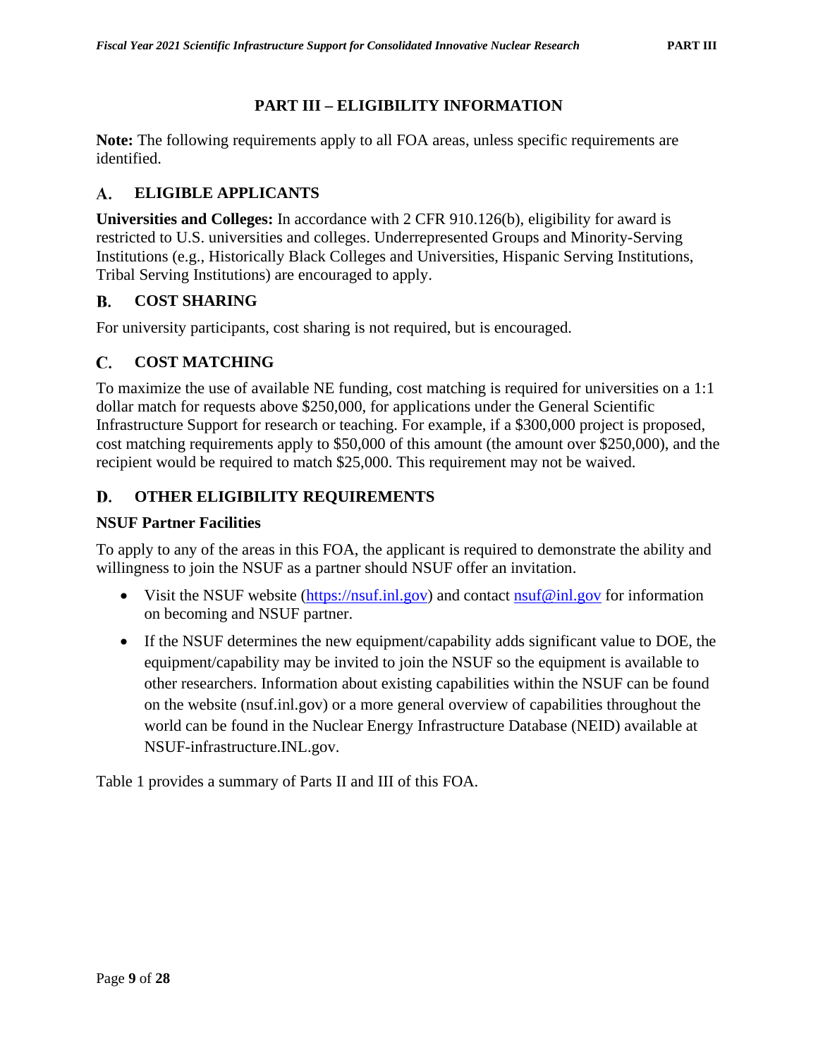# PART III – ELIGIBILITY INFORMATION

**Note:** The following requirements apply to all FOA areas, unless specific requirements are identified.

## A. ELIGIBLE APPLICANTS

**Universities and Colleges:** In accordance with 2 CFR 910.126(b), eligibility for award is restricted to U.S. universities and colleges. Underrepresented Groups and Minority-Serving Institutions (e.g., Historically Black Colleges and Universities, Hispanic Serving Institutions, Tribal Serving Institutions) are encouraged to apply.

## B. COST SHARING

For university participants, cost sharing is not required, but is encouraged.

## C. COST MATCHING

To maximize the use of available NE funding, cost matching is required for universities on a 1:1 dollar match for requests above $250,000, for applications under the General Scientific Infrastructure Support for research or teaching. For example, if a $300,000 project is proposed, cost matching requirements apply to $50,000 of this amount (the amount over $250,000), and the recipient would be required to match $25,000. This requirement may not be waived.

## D. OTHER ELIGIBILITY REQUIREMENTS

### NSUF Partner Facilities

To apply to any of the areas in this FOA, the applicant is required to demonstrate the ability and willingness to join the NSUF as a partner should NSUF offer an invitation.

- Visit the NSUF website (https://nsuf.inl.gov) and contact nsuf@inl.gov for information on becoming and NSUF partner.
- If the NSUF determines the new equipment/capability adds significant value to DOE, the equipment/capability may be invited to join the NSUF so the equipment is available to other researchers. Information about existing capabilities within the NSUF can be found on the website (nsuf.inl.gov) or a more general overview of capabilities throughout the world can be found in the Nuclear Energy Infrastructure Database (NEID) available at NSUF-infrastructure.INL.gov.

Table 1 provides a summary of Parts II and III of this FOA.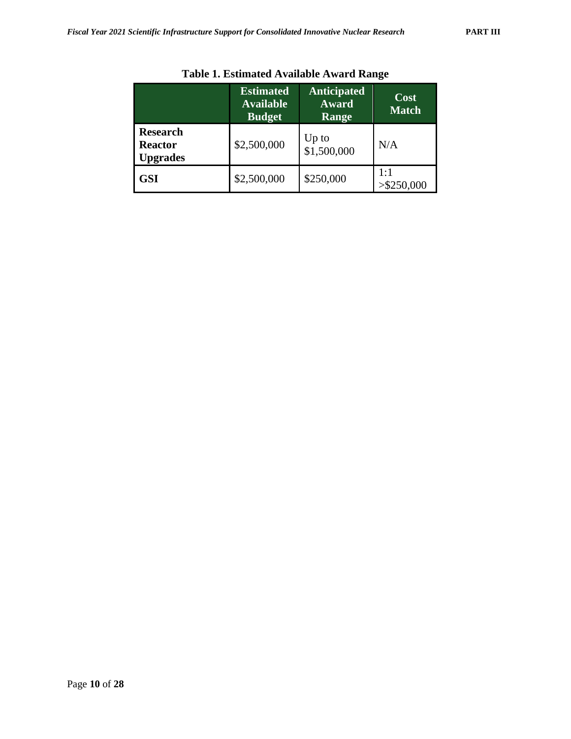**Table 1. Estimated Available Award Range**

| | Estimated Available Budget | Anticipated Award Range | Cost Match |
|---|---|---|---|
| **Research Reactor Upgrades** | $2,500,000 | Up to $1,500,000 | N/A |
| **GSI** | $2,500,000 | $250,000 | 1:1 >$250,000 |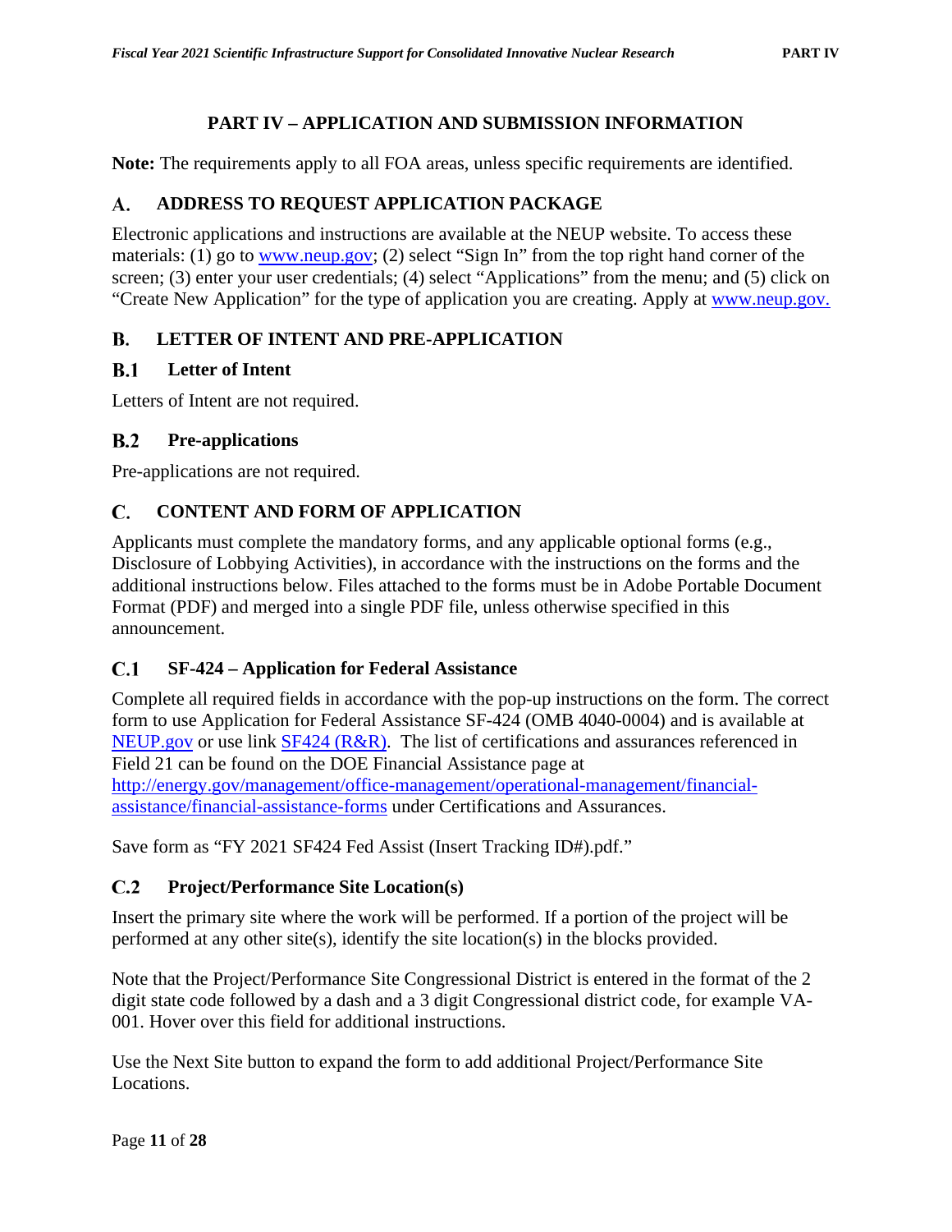# PART IV – APPLICATION AND SUBMISSION INFORMATION

**Note:** The requirements apply to all FOA areas, unless specific requirements are identified.

## A. ADDRESS TO REQUEST APPLICATION PACKAGE

Electronic applications and instructions are available at the NEUP website. To access these materials: (1) go to www.neup.gov; (2) select "Sign In" from the top right hand corner of the screen; (3) enter your user credentials; (4) select "Applications" from the menu; and (5) click on "Create New Application" for the type of application you are creating. Apply at www.neup.gov.

## B. LETTER OF INTENT AND PRE-APPLICATION

### B.1 Letter of Intent

Letters of Intent are not required.

### B.2 Pre-applications

Pre-applications are not required.

## C. CONTENT AND FORM OF APPLICATION

Applicants must complete the mandatory forms, and any applicable optional forms (e.g., Disclosure of Lobbying Activities), in accordance with the instructions on the forms and the additional instructions below. Files attached to the forms must be in Adobe Portable Document Format (PDF) and merged into a single PDF file, unless otherwise specified in this announcement.

### C.1 SF-424 – Application for Federal Assistance

Complete all required fields in accordance with the pop-up instructions on the form. The correct form to use Application for Federal Assistance SF-424 (OMB 4040-0004) and is available at NEUP.gov or use link SF424 (R&R). The list of certifications and assurances referenced in Field 21 can be found on the DOE Financial Assistance page at http://energy.gov/management/office-management/operational-management/financial-assistance/financial-assistance-forms under Certifications and Assurances.

Save form as "FY 2021 SF424 Fed Assist (Insert Tracking ID#).pdf."

### C.2 Project/Performance Site Location(s)

Insert the primary site where the work will be performed. If a portion of the project will be performed at any other site(s), identify the site location(s) in the blocks provided.

Note that the Project/Performance Site Congressional District is entered in the format of the 2 digit state code followed by a dash and a 3 digit Congressional district code, for example VA-001. Hover over this field for additional instructions.

Use the Next Site button to expand the form to add additional Project/Performance Site Locations.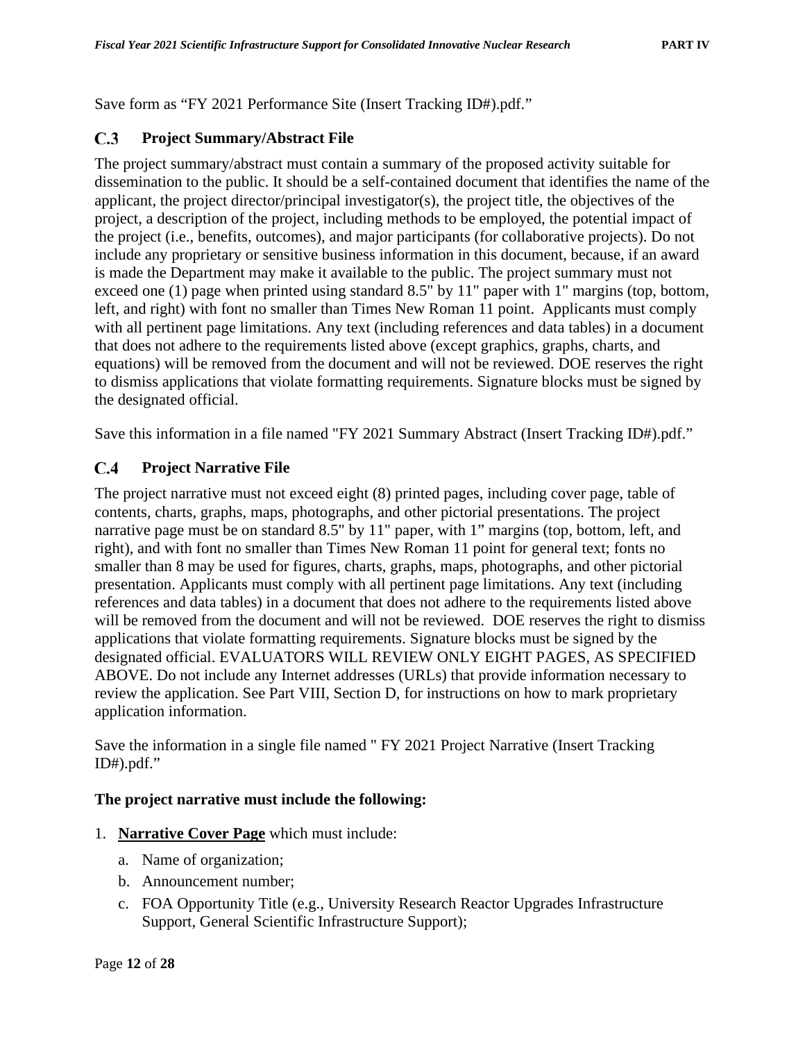Save form as “FY 2021 Performance Site (Insert Tracking ID#).pdf.”

## C.3 Project Summary/Abstract File

The project summary/abstract must contain a summary of the proposed activity suitable for dissemination to the public. It should be a self-contained document that identifies the name of the applicant, the project director/principal investigator(s), the project title, the objectives of the project, a description of the project, including methods to be employed, the potential impact of the project (i.e., benefits, outcomes), and major participants (for collaborative projects). Do not include any proprietary or sensitive business information in this document, because, if an award is made the Department may make it available to the public. The project summary must not exceed one (1) page when printed using standard 8.5" by 11" paper with 1" margins (top, bottom, left, and right) with font no smaller than Times New Roman 11 point. Applicants must comply with all pertinent page limitations. Any text (including references and data tables) in a document that does not adhere to the requirements listed above (except graphics, graphs, charts, and equations) will be removed from the document and will not be reviewed. DOE reserves the right to dismiss applications that violate formatting requirements. Signature blocks must be signed by the designated official.

Save this information in a file named "FY 2021 Summary Abstract (Insert Tracking ID#).pdf.”

## C.4 Project Narrative File

The project narrative must not exceed eight (8) printed pages, including cover page, table of contents, charts, graphs, maps, photographs, and other pictorial presentations. The project narrative page must be on standard 8.5" by 11" paper, with 1” margins (top, bottom, left, and right), and with font no smaller than Times New Roman 11 point for general text; fonts no smaller than 8 may be used for figures, charts, graphs, maps, photographs, and other pictorial presentation. Applicants must comply with all pertinent page limitations. Any text (including references and data tables) in a document that does not adhere to the requirements listed above will be removed from the document and will not be reviewed. DOE reserves the right to dismiss applications that violate formatting requirements. Signature blocks must be signed by the designated official. EVALUATORS WILL REVIEW ONLY EIGHT PAGES, AS SPECIFIED ABOVE. Do not include any Internet addresses (URLs) that provide information necessary to review the application. See Part VIII, Section D, for instructions on how to mark proprietary application information.

Save the information in a single file named " FY 2021 Project Narrative (Insert Tracking ID#).pdf.”

**The project narrative must include the following:**

1. **Narrative Cover Page** which must include:
   a. Name of organization;
   b. Announcement number;
   c. FOA Opportunity Title (e.g., University Research Reactor Upgrades Infrastructure Support, General Scientific Infrastructure Support);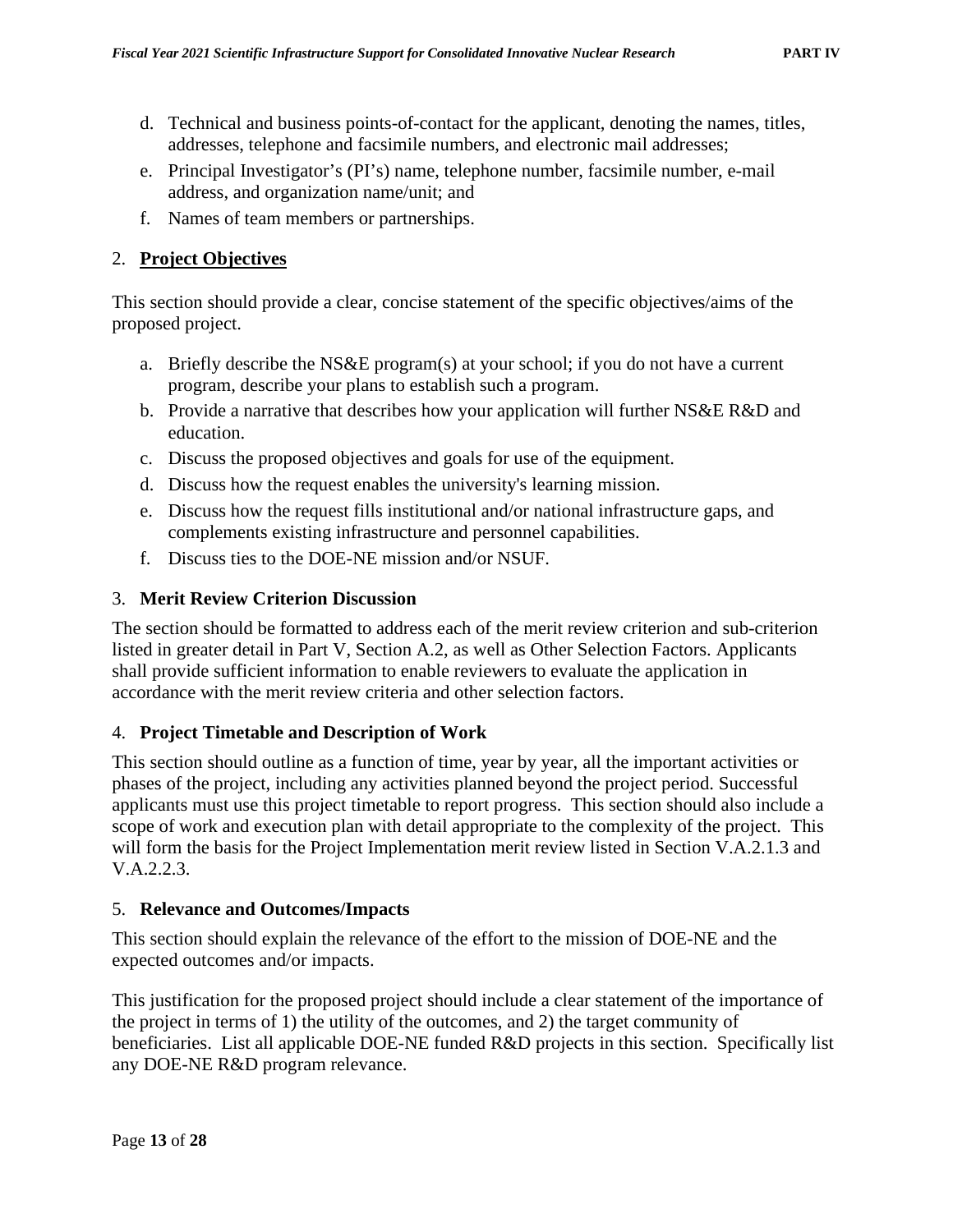d. Technical and business points-of-contact for the applicant, denoting the names, titles, addresses, telephone and facsimile numbers, and electronic mail addresses;
e. Principal Investigator's (PI's) name, telephone number, facsimile number, e-mail address, and organization name/unit; and
f. Names of team members or partnerships.

## 2. **Project Objectives**

This section should provide a clear, concise statement of the specific objectives/aims of the proposed project.

a. Briefly describe the NS&E program(s) at your school; if you do not have a current program, describe your plans to establish such a program.
b. Provide a narrative that describes how your application will further NS&E R&D and education.
c. Discuss the proposed objectives and goals for use of the equipment.
d. Discuss how the request enables the university's learning mission.
e. Discuss how the request fills institutional and/or national infrastructure gaps, and complements existing infrastructure and personnel capabilities.
f. Discuss ties to the DOE-NE mission and/or NSUF.

## 3. **Merit Review Criterion Discussion**

The section should be formatted to address each of the merit review criterion and sub-criterion listed in greater detail in Part V, Section A.2, as well as Other Selection Factors. Applicants shall provide sufficient information to enable reviewers to evaluate the application in accordance with the merit review criteria and other selection factors.

## 4. **Project Timetable and Description of Work**

This section should outline as a function of time, year by year, all the important activities or phases of the project, including any activities planned beyond the project period. Successful applicants must use this project timetable to report progress. This section should also include a scope of work and execution plan with detail appropriate to the complexity of the project. This will form the basis for the Project Implementation merit review listed in Section V.A.2.1.3 and V.A.2.2.3.

## 5. **Relevance and Outcomes/Impacts**

This section should explain the relevance of the effort to the mission of DOE-NE and the expected outcomes and/or impacts.

This justification for the proposed project should include a clear statement of the importance of the project in terms of 1) the utility of the outcomes, and 2) the target community of beneficiaries. List all applicable DOE-NE funded R&D projects in this section. Specifically list any DOE-NE R&D program relevance.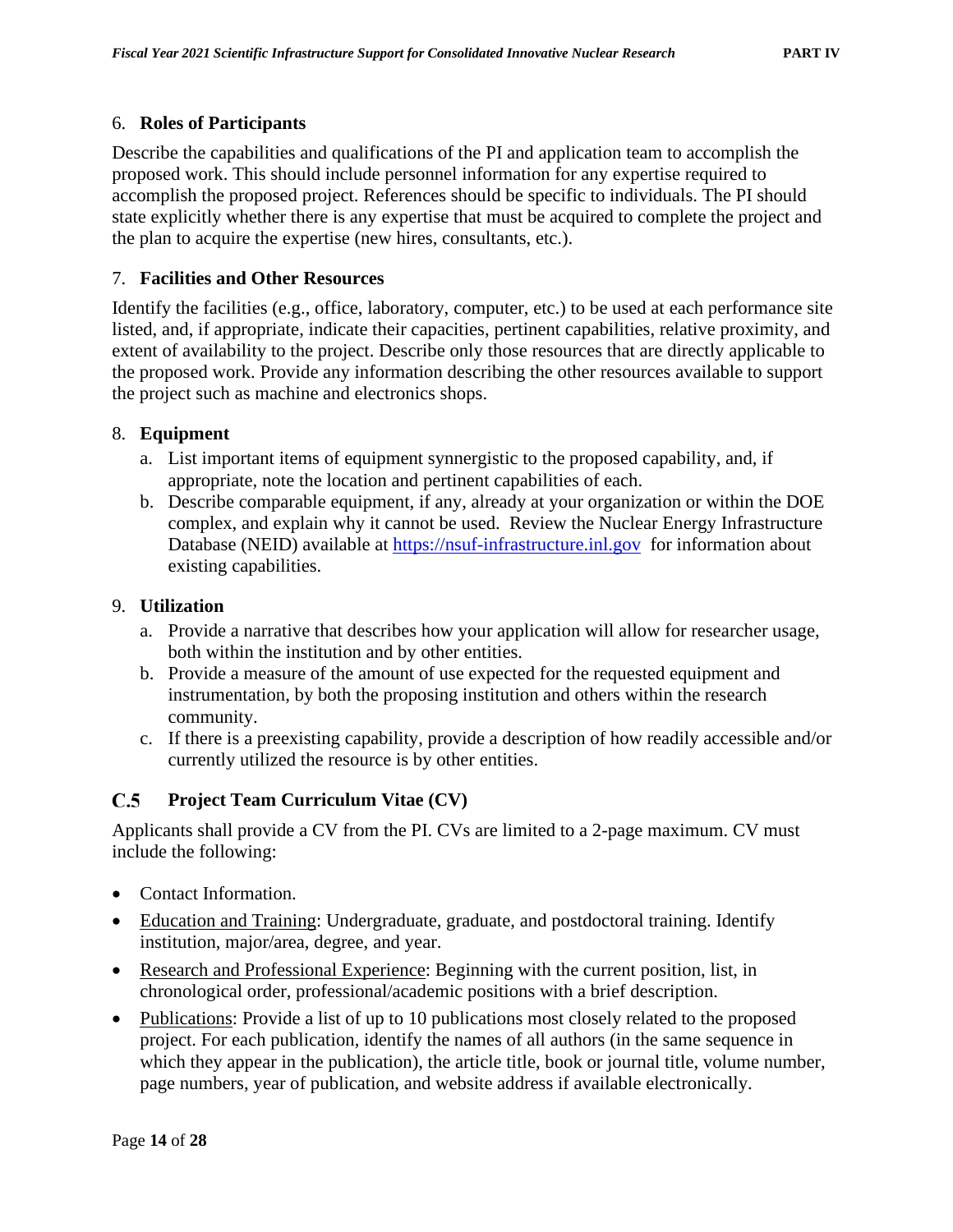6. **Roles of Participants**

Describe the capabilities and qualifications of the PI and application team to accomplish the proposed work. This should include personnel information for any expertise required to accomplish the proposed project. References should be specific to individuals. The PI should state explicitly whether there is any expertise that must be acquired to complete the project and the plan to acquire the expertise (new hires, consultants, etc.).

7. **Facilities and Other Resources**

Identify the facilities (e.g., office, laboratory, computer, etc.) to be used at each performance site listed, and, if appropriate, indicate their capacities, pertinent capabilities, relative proximity, and extent of availability to the project. Describe only those resources that are directly applicable to the proposed work. Provide any information describing the other resources available to support the project such as machine and electronics shops.

8. **Equipment**

   a. List important items of equipment synergistic to the proposed capability, and, if appropriate, note the location and pertinent capabilities of each.
   b. Describe comparable equipment, if any, already at your organization or within the DOE complex, and explain why it cannot be used. Review the Nuclear Energy Infrastructure Database (NEID) available at https://nsuf-infrastructure.inl.gov for information about existing capabilities.

9. **Utilization**

   a. Provide a narrative that describes how your application will allow for researcher usage, both within the institution and by other entities.
   b. Provide a measure of the amount of use expected for the requested equipment and instrumentation, by both the proposing institution and others within the research community.
   c. If there is a preexisting capability, provide a description of how readily accessible and/or currently utilized the resource is by other entities.

## C.5 Project Team Curriculum Vitae (CV)

Applicants shall provide a CV from the PI. CVs are limited to a 2-page maximum. CV must include the following:

- Contact Information.
- Education and Training: Undergraduate, graduate, and postdoctoral training. Identify institution, major/area, degree, and year.
- Research and Professional Experience: Beginning with the current position, list, in chronological order, professional/academic positions with a brief description.
- Publications: Provide a list of up to 10 publications most closely related to the proposed project. For each publication, identify the names of all authors (in the same sequence in which they appear in the publication), the article title, book or journal title, volume number, page numbers, year of publication, and website address if available electronically.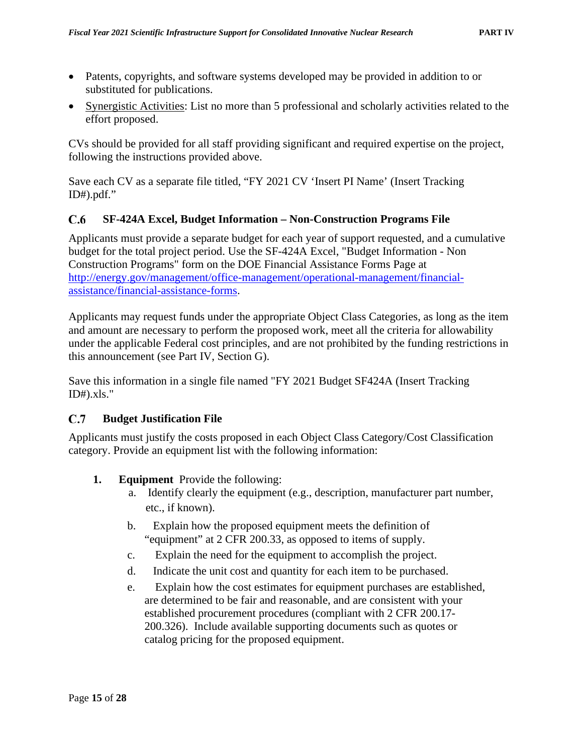- Patents, copyrights, and software systems developed may be provided in addition to or substituted for publications.
- Synergistic Activities: List no more than 5 professional and scholarly activities related to the effort proposed.

CVs should be provided for all staff providing significant and required expertise on the project, following the instructions provided above.

Save each CV as a separate file titled, "FY 2021 CV 'Insert PI Name' (Insert Tracking ID#).pdf."

## C.6 SF-424A Excel, Budget Information – Non-Construction Programs File

Applicants must provide a separate budget for each year of support requested, and a cumulative budget for the total project period. Use the SF-424A Excel, "Budget Information - Non Construction Programs" form on the DOE Financial Assistance Forms Page at [http://energy.gov/management/office-management/operational-management/financial-assistance/financial-assistance-forms](http://energy.gov/management/office-management/operational-management/financial-assistance/financial-assistance-forms).

Applicants may request funds under the appropriate Object Class Categories, as long as the item and amount are necessary to perform the proposed work, meet all the criteria for allowability under the applicable Federal cost principles, and are not prohibited by the funding restrictions in this announcement (see Part IV, Section G).

Save this information in a single file named "FY 2021 Budget SF424A (Insert Tracking ID#).xls."

## C.7 Budget Justification File

Applicants must justify the costs proposed in each Object Class Category/Cost Classification category. Provide an equipment list with the following information:

1. **Equipment** Provide the following:
   a. Identify clearly the equipment (e.g., description, manufacturer part number, etc., if known).
   b. Explain how the proposed equipment meets the definition of "equipment" at 2 CFR 200.33, as opposed to items of supply.
   c. Explain the need for the equipment to accomplish the project.
   d. Indicate the unit cost and quantity for each item to be purchased.
   e. Explain how the cost estimates for equipment purchases are established, are determined to be fair and reasonable, and are consistent with your established procurement procedures (compliant with 2 CFR 200.17-200.326). Include available supporting documents such as quotes or catalog pricing for the proposed equipment.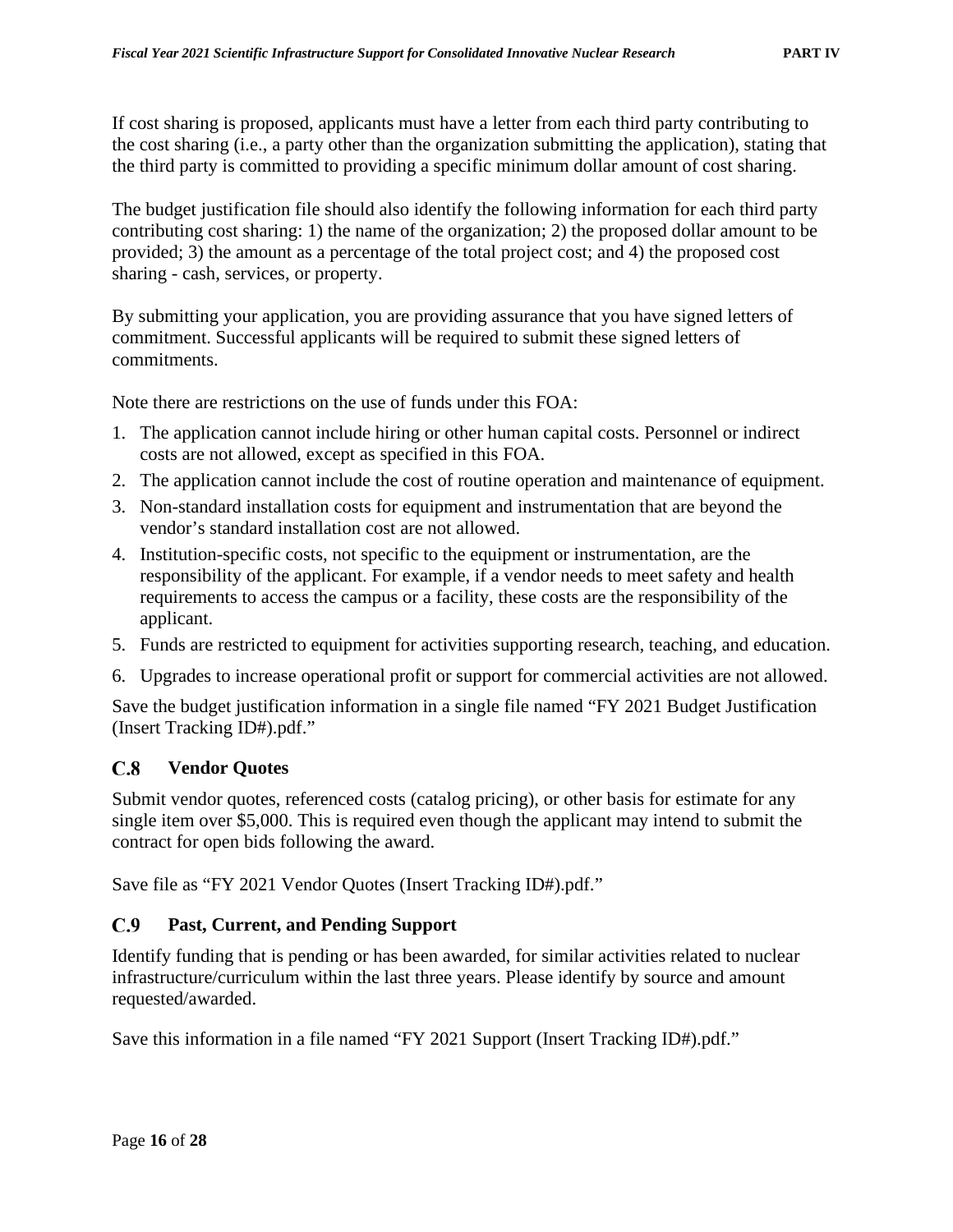If cost sharing is proposed, applicants must have a letter from each third party contributing to the cost sharing (i.e., a party other than the organization submitting the application), stating that the third party is committed to providing a specific minimum dollar amount of cost sharing.

The budget justification file should also identify the following information for each third party contributing cost sharing: 1) the name of the organization; 2) the proposed dollar amount to be provided; 3) the amount as a percentage of the total project cost; and 4) the proposed cost sharing - cash, services, or property.

By submitting your application, you are providing assurance that you have signed letters of commitment. Successful applicants will be required to submit these signed letters of commitments.

Note there are restrictions on the use of funds under this FOA:

1. The application cannot include hiring or other human capital costs. Personnel or indirect costs are not allowed, except as specified in this FOA.
2. The application cannot include the cost of routine operation and maintenance of equipment.
3. Non-standard installation costs for equipment and instrumentation that are beyond the vendor's standard installation cost are not allowed.
4. Institution-specific costs, not specific to the equipment or instrumentation, are the responsibility of the applicant. For example, if a vendor needs to meet safety and health requirements to access the campus or a facility, these costs are the responsibility of the applicant.
5. Funds are restricted to equipment for activities supporting research, teaching, and education.
6. Upgrades to increase operational profit or support for commercial activities are not allowed.

Save the budget justification information in a single file named "FY 2021 Budget Justification (Insert Tracking ID#).pdf."

## C.8 Vendor Quotes

Submit vendor quotes, referenced costs (catalog pricing), or other basis for estimate for any single item over $5,000. This is required even though the applicant may intend to submit the contract for open bids following the award.

Save file as "FY 2021 Vendor Quotes (Insert Tracking ID#).pdf."

## C.9 Past, Current, and Pending Support

Identify funding that is pending or has been awarded, for similar activities related to nuclear infrastructure/curriculum within the last three years. Please identify by source and amount requested/awarded.

Save this information in a file named "FY 2021 Support (Insert Tracking ID#).pdf."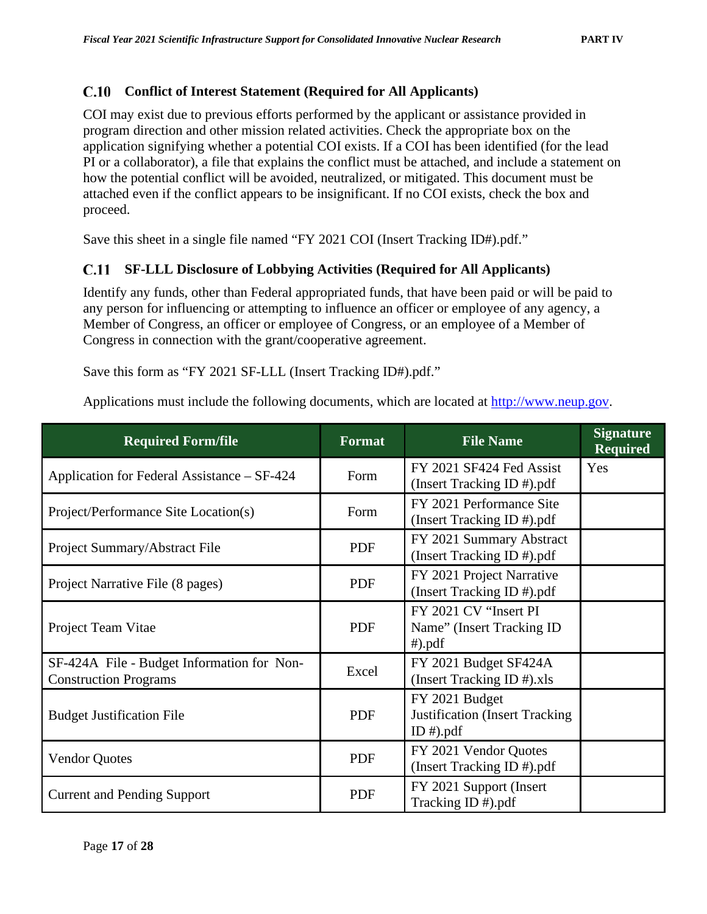### C.10 Conflict of Interest Statement (Required for All Applicants)

COI may exist due to previous efforts performed by the applicant or assistance provided in program direction and other mission related activities. Check the appropriate box on the application signifying whether a potential COI exists. If a COI has been identified (for the lead PI or a collaborator), a file that explains the conflict must be attached, and include a statement on how the potential conflict will be avoided, neutralized, or mitigated. This document must be attached even if the conflict appears to be insignificant. If no COI exists, check the box and proceed.

Save this sheet in a single file named "FY 2021 COI (Insert Tracking ID#).pdf."

### C.11 SF-LLL Disclosure of Lobbying Activities (Required for All Applicants)

Identify any funds, other than Federal appropriated funds, that have been paid or will be paid to any person for influencing or attempting to influence an officer or employee of any agency, a Member of Congress, an officer or employee of Congress, or an employee of a Member of Congress in connection with the grant/cooperative agreement.

Save this form as "FY 2021 SF-LLL (Insert Tracking ID#).pdf."

Applications must include the following documents, which are located at http://www.neup.gov.

| Required Form/file | Format | File Name | Signature Required |
|---|---|---|---|
| Application for Federal Assistance – SF-424 | Form | FY 2021 SF424 Fed Assist (Insert Tracking ID #).pdf | Yes |
| Project/Performance Site Location(s) | Form | FY 2021 Performance Site (Insert Tracking ID #).pdf | |
| Project Summary/Abstract File | PDF | FY 2021 Summary Abstract (Insert Tracking ID #).pdf | |
| Project Narrative File (8 pages) | PDF | FY 2021 Project Narrative (Insert Tracking ID #).pdf | |
| Project Team Vitae | PDF | FY 2021 CV "Insert PI Name" (Insert Tracking ID #).pdf | |
| SF-424A File - Budget Information for Non-Construction Programs | Excel | FY 2021 Budget SF424A (Insert Tracking ID #).xls | |
| Budget Justification File | PDF | FY 2021 Budget Justification (Insert Tracking ID #).pdf | |
| Vendor Quotes | PDF | FY 2021 Vendor Quotes (Insert Tracking ID #).pdf | |
| Current and Pending Support | PDF | FY 2021 Support (Insert Tracking ID #).pdf | |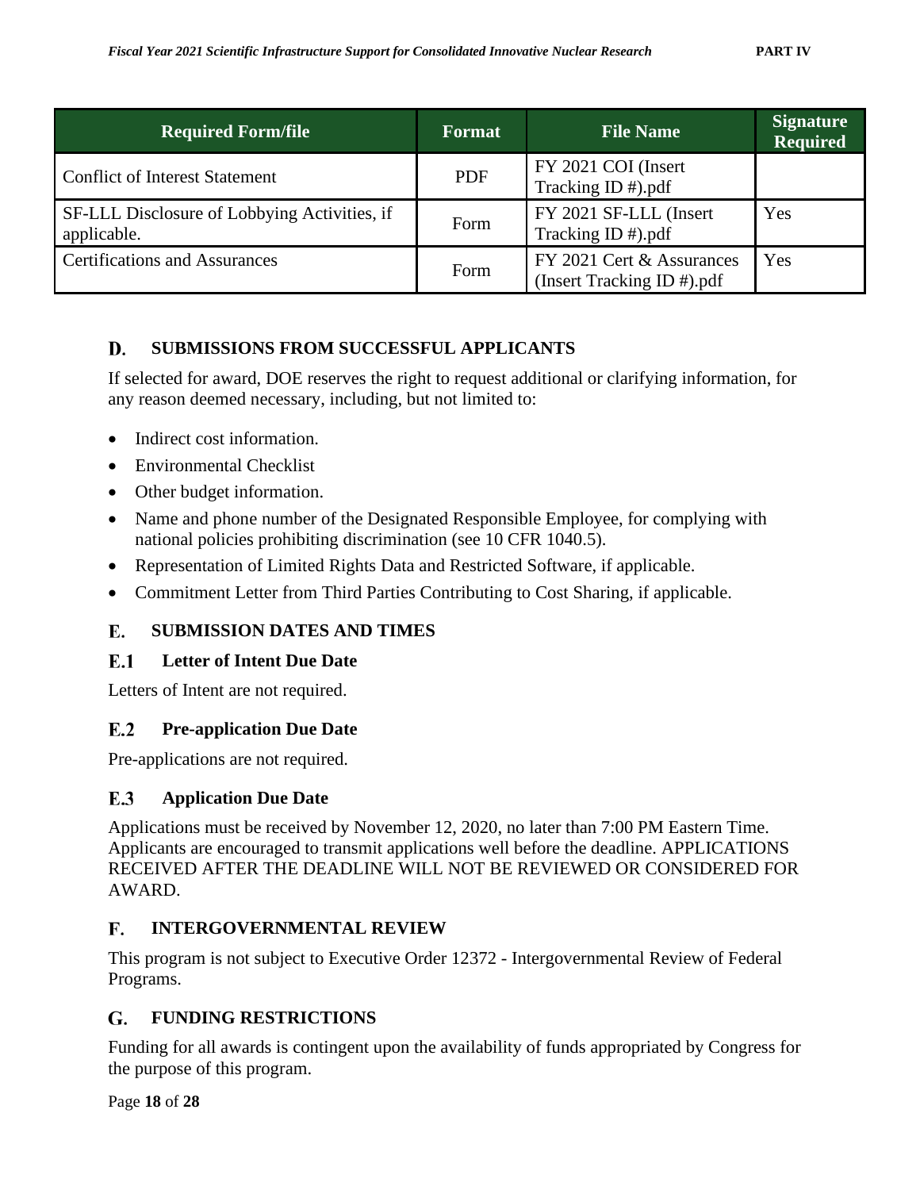| Required Form/file | Format | File Name | Signature Required |
|---|---|---|---|
| Conflict of Interest Statement | PDF | FY 2021 COI (Insert Tracking ID #).pdf | |
| SF-LLL Disclosure of Lobbying Activities, if applicable. | Form | FY 2021 SF-LLL (Insert Tracking ID #).pdf | Yes |
| Certifications and Assurances | Form | FY 2021 Cert & Assurances (Insert Tracking ID #).pdf | Yes |

## D. SUBMISSIONS FROM SUCCESSFUL APPLICANTS

If selected for award, DOE reserves the right to request additional or clarifying information, for any reason deemed necessary, including, but not limited to:

- Indirect cost information.
- Environmental Checklist
- Other budget information.
- Name and phone number of the Designated Responsible Employee, for complying with national policies prohibiting discrimination (see 10 CFR 1040.5).
- Representation of Limited Rights Data and Restricted Software, if applicable.
- Commitment Letter from Third Parties Contributing to Cost Sharing, if applicable.

## E. SUBMISSION DATES AND TIMES

### E.1 Letter of Intent Due Date

Letters of Intent are not required.

### E.2 Pre-application Due Date

Pre-applications are not required.

### E.3 Application Due Date

Applications must be received by November 12, 2020, no later than 7:00 PM Eastern Time. Applicants are encouraged to transmit applications well before the deadline. APPLICATIONS RECEIVED AFTER THE DEADLINE WILL NOT BE REVIEWED OR CONSIDERED FOR AWARD.

## F. INTERGOVERNMENTAL REVIEW

This program is not subject to Executive Order 12372 - Intergovernmental Review of Federal Programs.

## G. FUNDING RESTRICTIONS

Funding for all awards is contingent upon the availability of funds appropriated by Congress for the purpose of this program.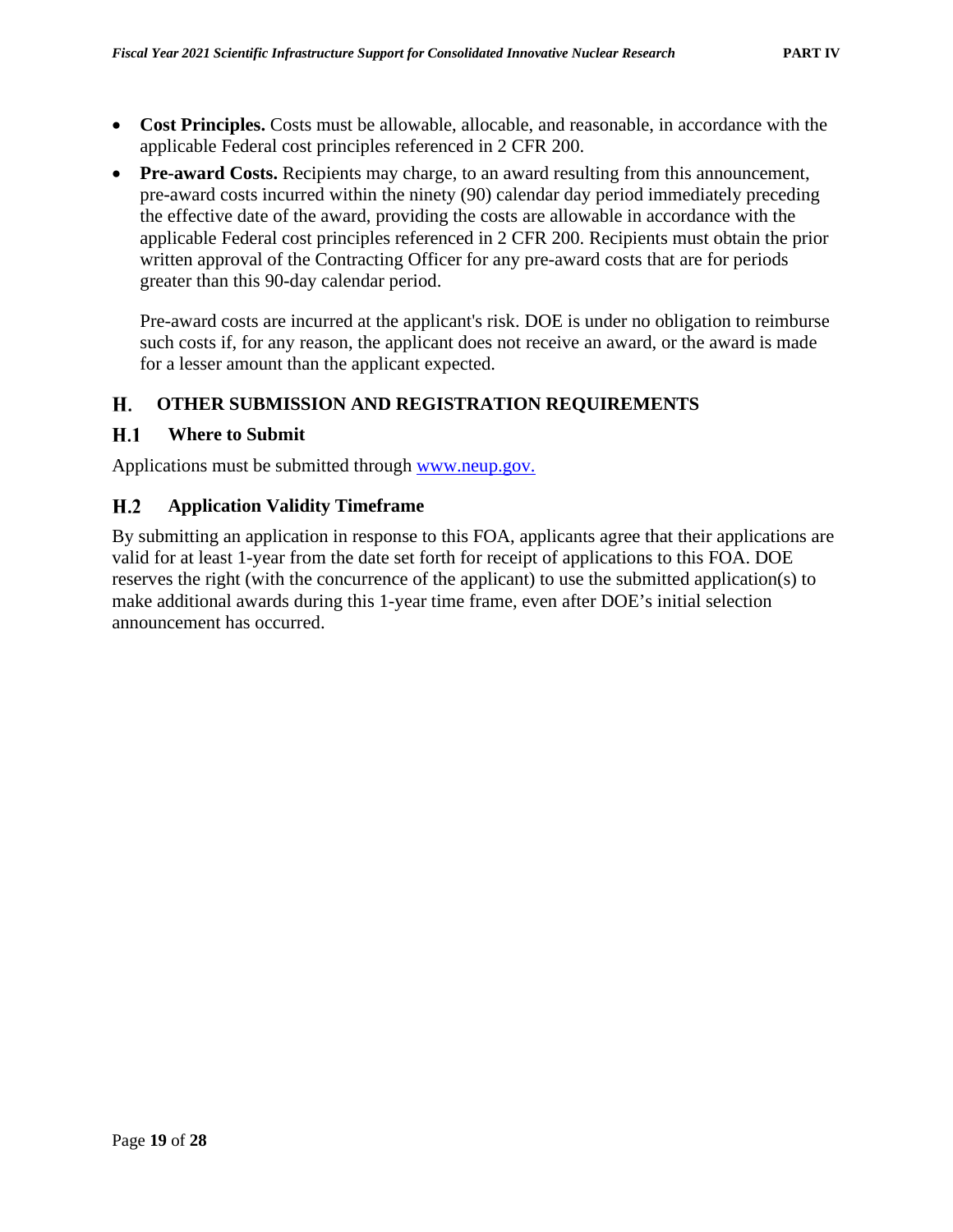- **Cost Principles.** Costs must be allowable, allocable, and reasonable, in accordance with the applicable Federal cost principles referenced in 2 CFR 200.
- **Pre-award Costs.** Recipients may charge, to an award resulting from this announcement, pre-award costs incurred within the ninety (90) calendar day period immediately preceding the effective date of the award, providing the costs are allowable in accordance with the applicable Federal cost principles referenced in 2 CFR 200. Recipients must obtain the prior written approval of the Contracting Officer for any pre-award costs that are for periods greater than this 90-day calendar period.

  Pre-award costs are incurred at the applicant's risk. DOE is under no obligation to reimburse such costs if, for any reason, the applicant does not receive an award, or the award is made for a lesser amount than the applicant expected.

## H. OTHER SUBMISSION AND REGISTRATION REQUIREMENTS

### H.1 Where to Submit

Applications must be submitted through www.neup.gov.

### H.2 Application Validity Timeframe

By submitting an application in response to this FOA, applicants agree that their applications are valid for at least 1-year from the date set forth for receipt of applications to this FOA. DOE reserves the right (with the concurrence of the applicant) to use the submitted application(s) to make additional awards during this 1-year time frame, even after DOE's initial selection announcement has occurred.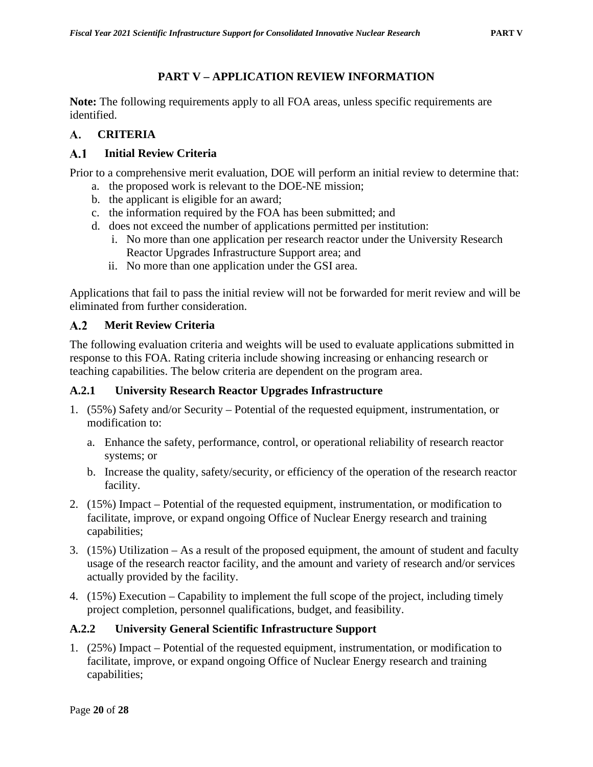# PART V – APPLICATION REVIEW INFORMATION

**Note:** The following requirements apply to all FOA areas, unless specific requirements are identified.

## A. CRITERIA

### A.1 Initial Review Criteria

Prior to a comprehensive merit evaluation, DOE will perform an initial review to determine that:

a. the proposed work is relevant to the DOE-NE mission;
b. the applicant is eligible for an award;
c. the information required by the FOA has been submitted; and
d. does not exceed the number of applications permitted per institution:
   i. No more than one application per research reactor under the University Research Reactor Upgrades Infrastructure Support area; and
   ii. No more than one application under the GSI area.

Applications that fail to pass the initial review will not be forwarded for merit review and will be eliminated from further consideration.

### A.2 Merit Review Criteria

The following evaluation criteria and weights will be used to evaluate applications submitted in response to this FOA. Rating criteria include showing increasing or enhancing research or teaching capabilities. The below criteria are dependent on the program area.

#### A.2.1 University Research Reactor Upgrades Infrastructure

1. (55%) Safety and/or Security – Potential of the requested equipment, instrumentation, or modification to:
   a. Enhance the safety, performance, control, or operational reliability of research reactor systems; or
   b. Increase the quality, safety/security, or efficiency of the operation of the research reactor facility.
2. (15%) Impact – Potential of the requested equipment, instrumentation, or modification to facilitate, improve, or expand ongoing Office of Nuclear Energy research and training capabilities;
3. (15%) Utilization – As a result of the proposed equipment, the amount of student and faculty usage of the research reactor facility, and the amount and variety of research and/or services actually provided by the facility.
4. (15%) Execution – Capability to implement the full scope of the project, including timely project completion, personnel qualifications, budget, and feasibility.

#### A.2.2 University General Scientific Infrastructure Support

1. (25%) Impact – Potential of the requested equipment, instrumentation, or modification to facilitate, improve, or expand ongoing Office of Nuclear Energy research and training capabilities;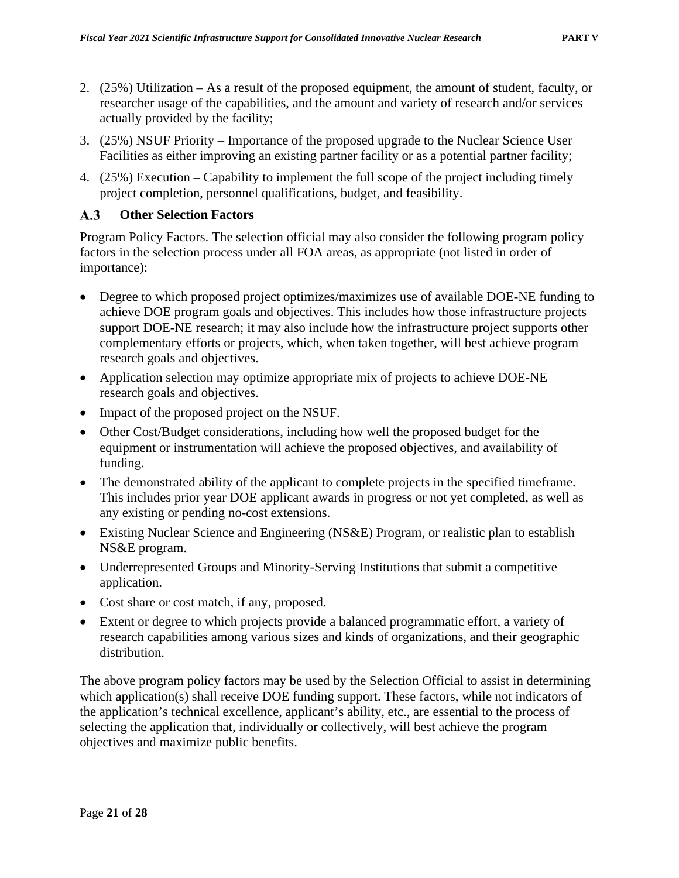2. (25%) Utilization – As a result of the proposed equipment, the amount of student, faculty, or researcher usage of the capabilities, and the amount and variety of research and/or services actually provided by the facility;
3. (25%) NSUF Priority – Importance of the proposed upgrade to the Nuclear Science User Facilities as either improving an existing partner facility or as a potential partner facility;
4. (25%) Execution – Capability to implement the full scope of the project including timely project completion, personnel qualifications, budget, and feasibility.

### A.3 Other Selection Factors

Program Policy Factors. The selection official may also consider the following program policy factors in the selection process under all FOA areas, as appropriate (not listed in order of importance):

- Degree to which proposed project optimizes/maximizes use of available DOE-NE funding to achieve DOE program goals and objectives. This includes how those infrastructure projects support DOE-NE research; it may also include how the infrastructure project supports other complementary efforts or projects, which, when taken together, will best achieve program research goals and objectives.
- Application selection may optimize appropriate mix of projects to achieve DOE-NE research goals and objectives.
- Impact of the proposed project on the NSUF.
- Other Cost/Budget considerations, including how well the proposed budget for the equipment or instrumentation will achieve the proposed objectives, and availability of funding.
- The demonstrated ability of the applicant to complete projects in the specified timeframe. This includes prior year DOE applicant awards in progress or not yet completed, as well as any existing or pending no-cost extensions.
- Existing Nuclear Science and Engineering (NS&E) Program, or realistic plan to establish NS&E program.
- Underrepresented Groups and Minority-Serving Institutions that submit a competitive application.
- Cost share or cost match, if any, proposed.
- Extent or degree to which projects provide a balanced programmatic effort, a variety of research capabilities among various sizes and kinds of organizations, and their geographic distribution.

The above program policy factors may be used by the Selection Official to assist in determining which application(s) shall receive DOE funding support. These factors, while not indicators of the application's technical excellence, applicant's ability, etc., are essential to the process of selecting the application that, individually or collectively, will best achieve the program objectives and maximize public benefits.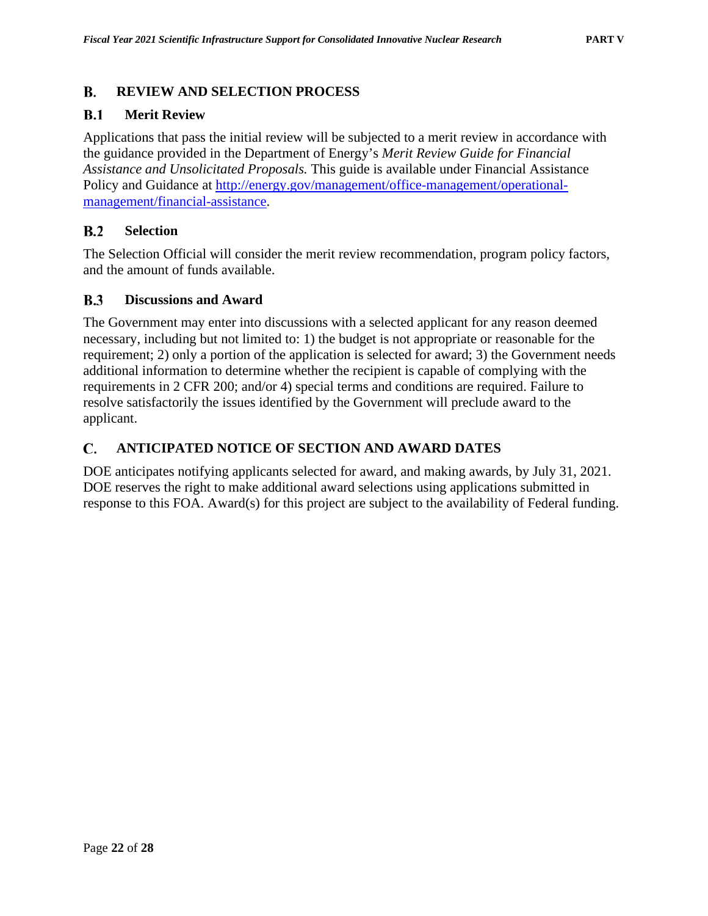## B. REVIEW AND SELECTION PROCESS

### B.1 Merit Review

Applications that pass the initial review will be subjected to a merit review in accordance with the guidance provided in the Department of Energy's *Merit Review Guide for Financial Assistance and Unsolicitated Proposals.* This guide is available under Financial Assistance Policy and Guidance at [http://energy.gov/management/office-management/operational-management/financial-assistance](http://energy.gov/management/office-management/operational-management/financial-assistance).

### B.2 Selection

The Selection Official will consider the merit review recommendation, program policy factors, and the amount of funds available.

### B.3 Discussions and Award

The Government may enter into discussions with a selected applicant for any reason deemed necessary, including but not limited to: 1) the budget is not appropriate or reasonable for the requirement; 2) only a portion of the application is selected for award; 3) the Government needs additional information to determine whether the recipient is capable of complying with the requirements in 2 CFR 200; and/or 4) special terms and conditions are required. Failure to resolve satisfactorily the issues identified by the Government will preclude award to the applicant.

## C. ANTICIPATED NOTICE OF SECTION AND AWARD DATES

DOE anticipates notifying applicants selected for award, and making awards, by July 31, 2021. DOE reserves the right to make additional award selections using applications submitted in response to this FOA. Award(s) for this project are subject to the availability of Federal funding.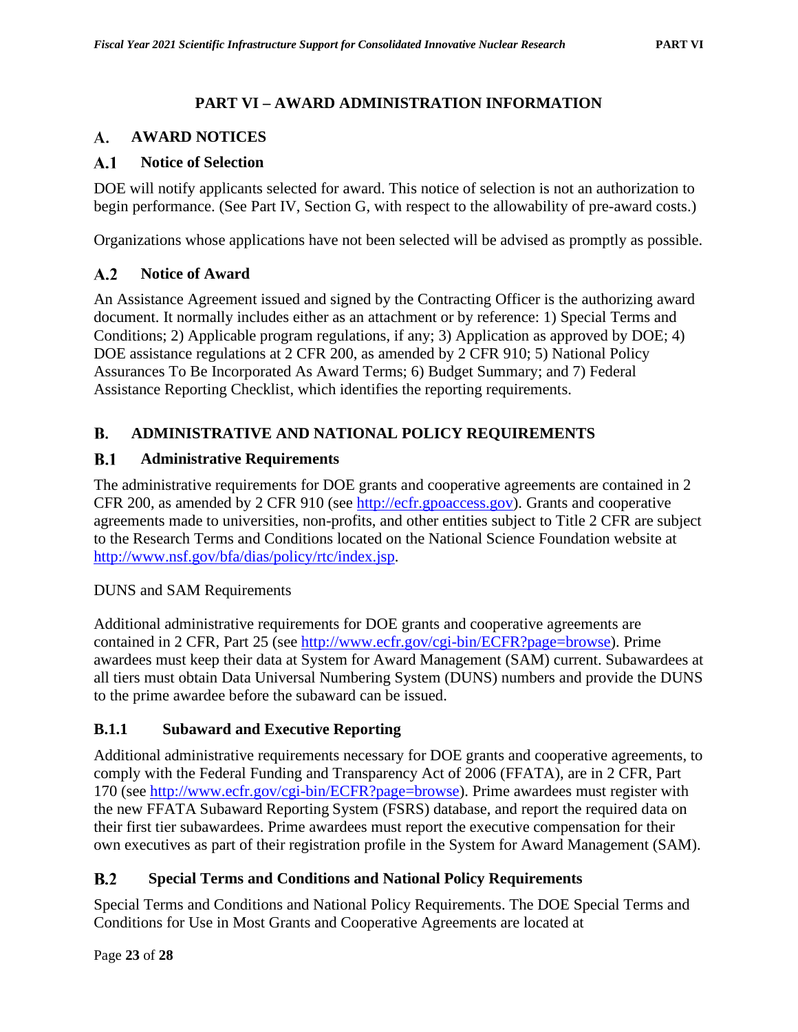# PART VI – AWARD ADMINISTRATION INFORMATION

## A. AWARD NOTICES

### A.1 Notice of Selection

DOE will notify applicants selected for award. This notice of selection is not an authorization to begin performance. (See Part IV, Section G, with respect to the allowability of pre-award costs.)

Organizations whose applications have not been selected will be advised as promptly as possible.

### A.2 Notice of Award

An Assistance Agreement issued and signed by the Contracting Officer is the authorizing award document. It normally includes either as an attachment or by reference: 1) Special Terms and Conditions; 2) Applicable program regulations, if any; 3) Application as approved by DOE; 4) DOE assistance regulations at 2 CFR 200, as amended by 2 CFR 910; 5) National Policy Assurances To Be Incorporated As Award Terms; 6) Budget Summary; and 7) Federal Assistance Reporting Checklist, which identifies the reporting requirements.

## B. ADMINISTRATIVE AND NATIONAL POLICY REQUIREMENTS

### B.1 Administrative Requirements

The administrative requirements for DOE grants and cooperative agreements are contained in 2 CFR 200, as amended by 2 CFR 910 (see http://ecfr.gpoaccess.gov). Grants and cooperative agreements made to universities, non-profits, and other entities subject to Title 2 CFR are subject to the Research Terms and Conditions located on the National Science Foundation website at http://www.nsf.gov/bfa/dias/policy/rtc/index.jsp.

DUNS and SAM Requirements

Additional administrative requirements for DOE grants and cooperative agreements are contained in 2 CFR, Part 25 (see http://www.ecfr.gov/cgi-bin/ECFR?page=browse). Prime awardees must keep their data at System for Award Management (SAM) current. Subawardees at all tiers must obtain Data Universal Numbering System (DUNS) numbers and provide the DUNS to the prime awardee before the subaward can be issued.

#### B.1.1 Subaward and Executive Reporting

Additional administrative requirements necessary for DOE grants and cooperative agreements, to comply with the Federal Funding and Transparency Act of 2006 (FFATA), are in 2 CFR, Part 170 (see http://www.ecfr.gov/cgi-bin/ECFR?page=browse). Prime awardees must register with the new FFATA Subaward Reporting System (FSRS) database, and report the required data on their first tier subawardees. Prime awardees must report the executive compensation for their own executives as part of their registration profile in the System for Award Management (SAM).

### B.2 Special Terms and Conditions and National Policy Requirements

Special Terms and Conditions and National Policy Requirements. The DOE Special Terms and Conditions for Use in Most Grants and Cooperative Agreements are located at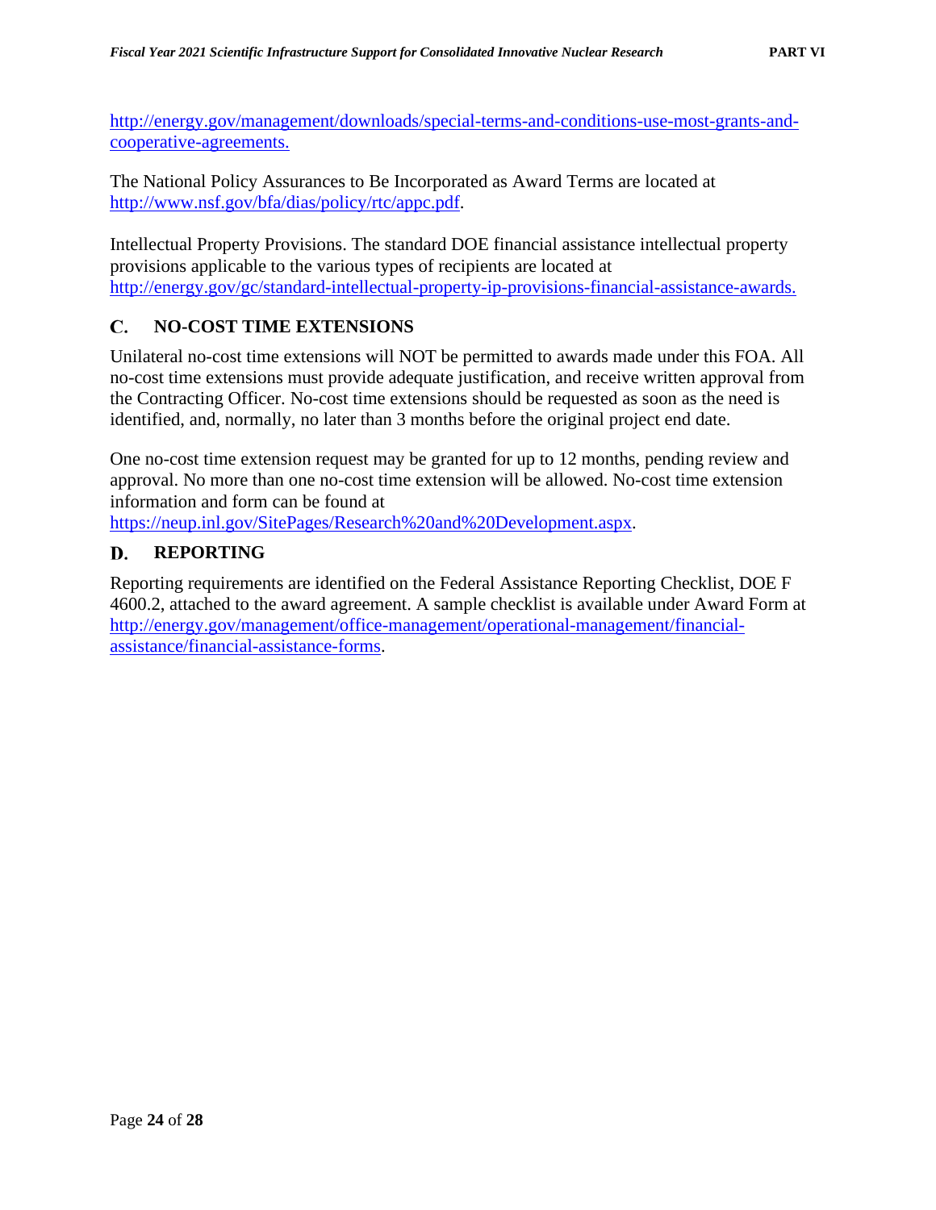http://energy.gov/management/downloads/special-terms-and-conditions-use-most-grants-and-cooperative-agreements.

The National Policy Assurances to Be Incorporated as Award Terms are located at http://www.nsf.gov/bfa/dias/policy/rtc/appc.pdf.

Intellectual Property Provisions. The standard DOE financial assistance intellectual property provisions applicable to the various types of recipients are located at http://energy.gov/gc/standard-intellectual-property-ip-provisions-financial-assistance-awards.

## C. NO-COST TIME EXTENSIONS

Unilateral no-cost time extensions will NOT be permitted to awards made under this FOA. All no-cost time extensions must provide adequate justification, and receive written approval from the Contracting Officer. No-cost time extensions should be requested as soon as the need is identified, and, normally, no later than 3 months before the original project end date.

One no-cost time extension request may be granted for up to 12 months, pending review and approval. No more than one no-cost time extension will be allowed. No-cost time extension information and form can be found at https://neup.inl.gov/SitePages/Research%20and%20Development.aspx.

## D. REPORTING

Reporting requirements are identified on the Federal Assistance Reporting Checklist, DOE F 4600.2, attached to the award agreement. A sample checklist is available under Award Form at http://energy.gov/management/office-management/operational-management/financial-assistance/financial-assistance-forms.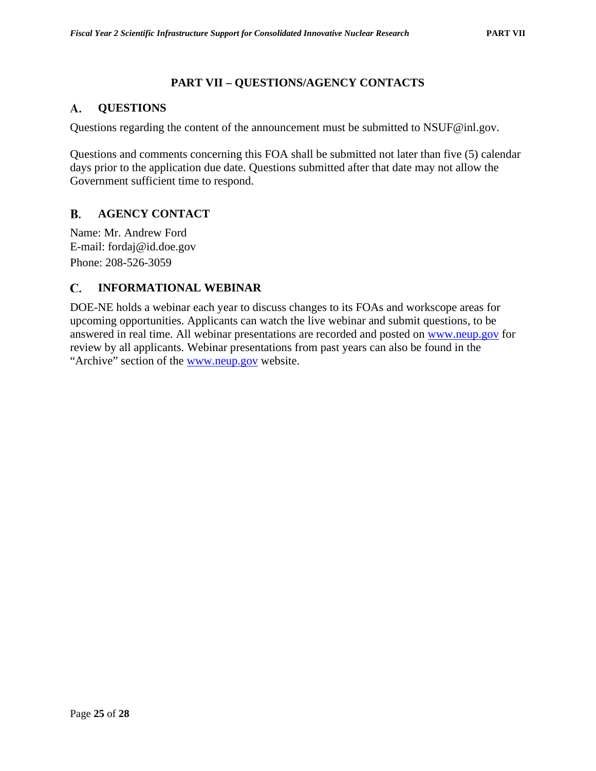# PART VII – QUESTIONS/AGENCY CONTACTS

## A. QUESTIONS

Questions regarding the content of the announcement must be submitted to NSUF@inl.gov.

Questions and comments concerning this FOA shall be submitted not later than five (5) calendar days prior to the application due date. Questions submitted after that date may not allow the Government sufficient time to respond.

## B. AGENCY CONTACT

Name: Mr. Andrew Ford
E-mail: fordaj@id.doe.gov
Phone: 208-526-3059

## C. INFORMATIONAL WEBINAR

DOE-NE holds a webinar each year to discuss changes to its FOAs and workscope areas for upcoming opportunities. Applicants can watch the live webinar and submit questions, to be answered in real time. All webinar presentations are recorded and posted on [www.neup.gov](http://www.neup.gov) for review by all applicants. Webinar presentations from past years can also be found in the "Archive" section of the [www.neup.gov](http://www.neup.gov) website.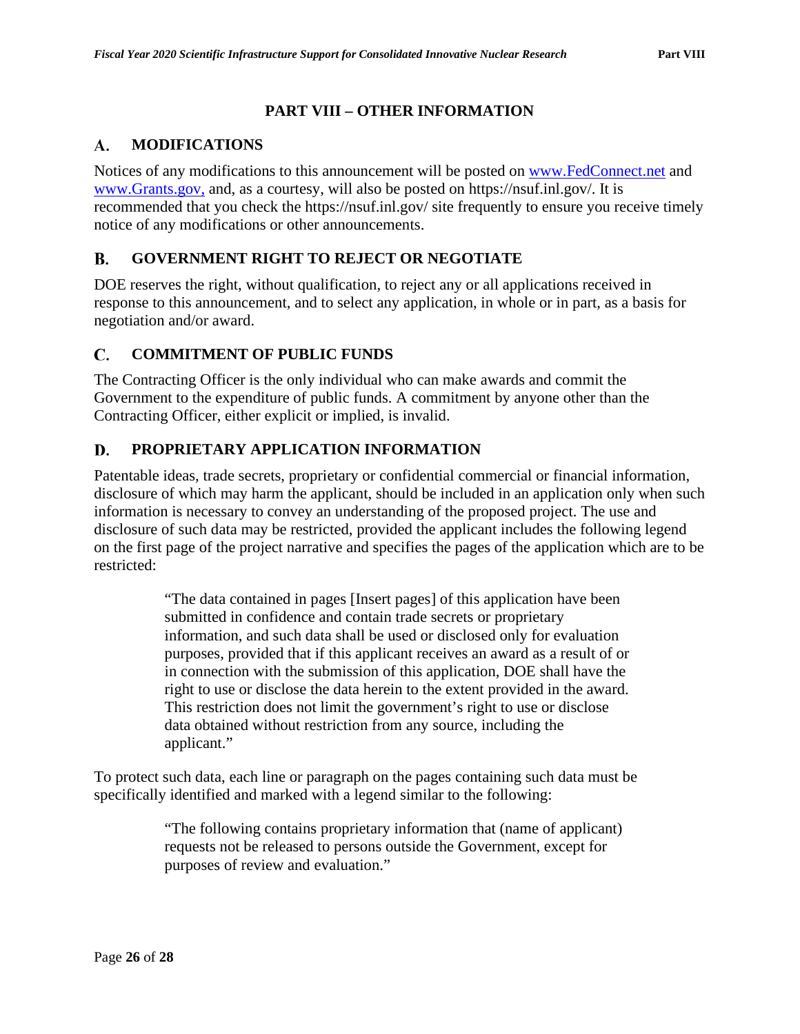# PART VIII – OTHER INFORMATION

## A. MODIFICATIONS

Notices of any modifications to this announcement will be posted on www.FedConnect.net and www.Grants.gov, and, as a courtesy, will also be posted on https://nsuf.inl.gov/. It is recommended that you check the https://nsuf.inl.gov/ site frequently to ensure you receive timely notice of any modifications or other announcements.

## B. GOVERNMENT RIGHT TO REJECT OR NEGOTIATE

DOE reserves the right, without qualification, to reject any or all applications received in response to this announcement, and to select any application, in whole or in part, as a basis for negotiation and/or award.

## C. COMMITMENT OF PUBLIC FUNDS

The Contracting Officer is the only individual who can make awards and commit the Government to the expenditure of public funds. A commitment by anyone other than the Contracting Officer, either explicit or implied, is invalid.

## D. PROPRIETARY APPLICATION INFORMATION

Patentable ideas, trade secrets, proprietary or confidential commercial or financial information, disclosure of which may harm the applicant, should be included in an application only when such information is necessary to convey an understanding of the proposed project. The use and disclosure of such data may be restricted, provided the applicant includes the following legend on the first page of the project narrative and specifies the pages of the application which are to be restricted:

> "The data contained in pages [Insert pages] of this application have been submitted in confidence and contain trade secrets or proprietary information, and such data shall be used or disclosed only for evaluation purposes, provided that if this applicant receives an award as a result of or in connection with the submission of this application, DOE shall have the right to use or disclose the data herein to the extent provided in the award. This restriction does not limit the government's right to use or disclose data obtained without restriction from any source, including the applicant."

To protect such data, each line or paragraph on the pages containing such data must be specifically identified and marked with a legend similar to the following:

> "The following contains proprietary information that (name of applicant) requests not be released to persons outside the Government, except for purposes of review and evaluation."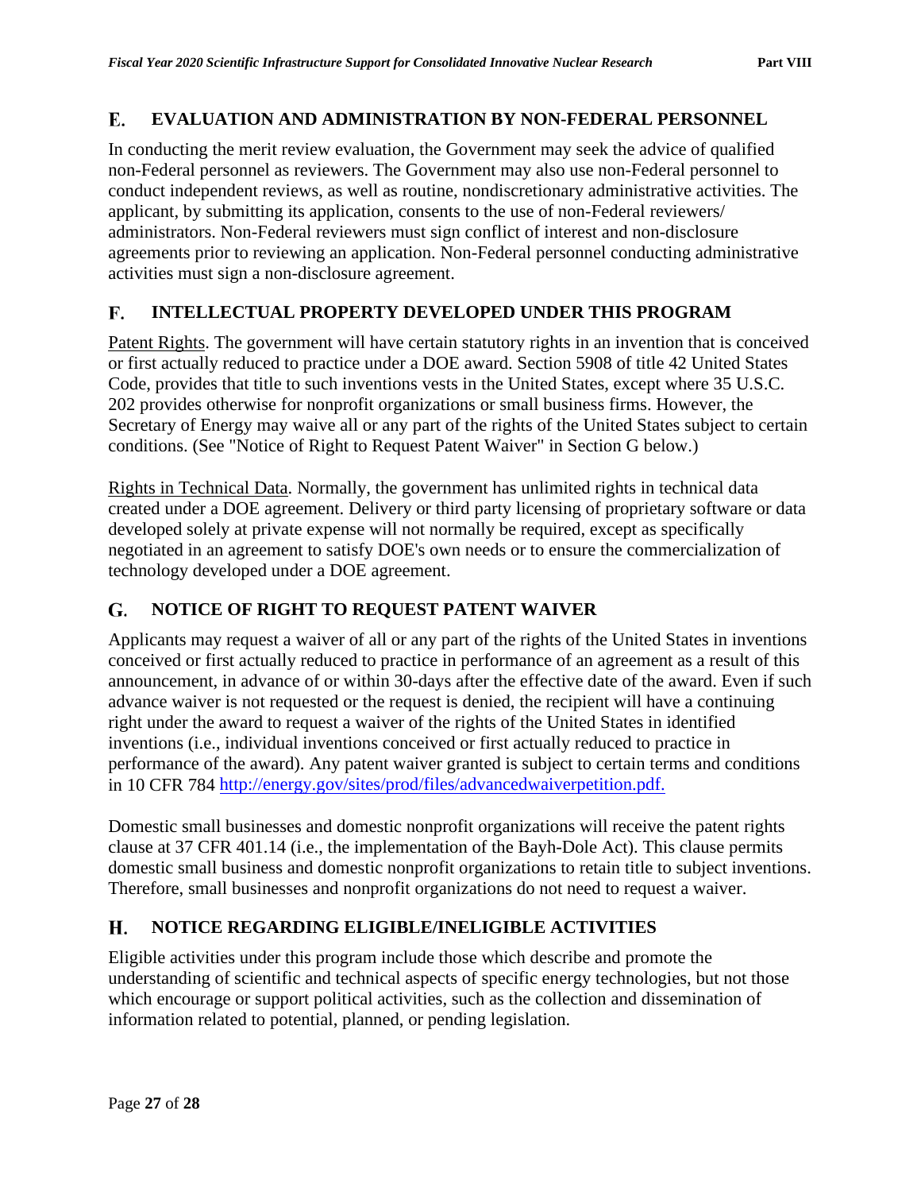## E. EVALUATION AND ADMINISTRATION BY NON-FEDERAL PERSONNEL

In conducting the merit review evaluation, the Government may seek the advice of qualified non-Federal personnel as reviewers. The Government may also use non-Federal personnel to conduct independent reviews, as well as routine, nondiscretionary administrative activities. The applicant, by submitting its application, consents to the use of non-Federal reviewers/ administrators. Non-Federal reviewers must sign conflict of interest and non-disclosure agreements prior to reviewing an application. Non-Federal personnel conducting administrative activities must sign a non-disclosure agreement.

## F. INTELLECTUAL PROPERTY DEVELOPED UNDER THIS PROGRAM

Patent Rights. The government will have certain statutory rights in an invention that is conceived or first actually reduced to practice under a DOE award. Section 5908 of title 42 United States Code, provides that title to such inventions vests in the United States, except where 35 U.S.C. 202 provides otherwise for nonprofit organizations or small business firms. However, the Secretary of Energy may waive all or any part of the rights of the United States subject to certain conditions. (See "Notice of Right to Request Patent Waiver" in Section G below.)

Rights in Technical Data. Normally, the government has unlimited rights in technical data created under a DOE agreement. Delivery or third party licensing of proprietary software or data developed solely at private expense will not normally be required, except as specifically negotiated in an agreement to satisfy DOE's own needs or to ensure the commercialization of technology developed under a DOE agreement.

## G. NOTICE OF RIGHT TO REQUEST PATENT WAIVER

Applicants may request a waiver of all or any part of the rights of the United States in inventions conceived or first actually reduced to practice in performance of an agreement as a result of this announcement, in advance of or within 30-days after the effective date of the award. Even if such advance waiver is not requested or the request is denied, the recipient will have a continuing right under the award to request a waiver of the rights of the United States in identified inventions (i.e., individual inventions conceived or first actually reduced to practice in performance of the award). Any patent waiver granted is subject to certain terms and conditions in 10 CFR 784 http://energy.gov/sites/prod/files/advancedwaiverpetition.pdf.

Domestic small businesses and domestic nonprofit organizations will receive the patent rights clause at 37 CFR 401.14 (i.e., the implementation of the Bayh-Dole Act). This clause permits domestic small business and domestic nonprofit organizations to retain title to subject inventions. Therefore, small businesses and nonprofit organizations do not need to request a waiver.

## H. NOTICE REGARDING ELIGIBLE/INELIGIBLE ACTIVITIES

Eligible activities under this program include those which describe and promote the understanding of scientific and technical aspects of specific energy technologies, but not those which encourage or support political activities, such as the collection and dissemination of information related to potential, planned, or pending legislation.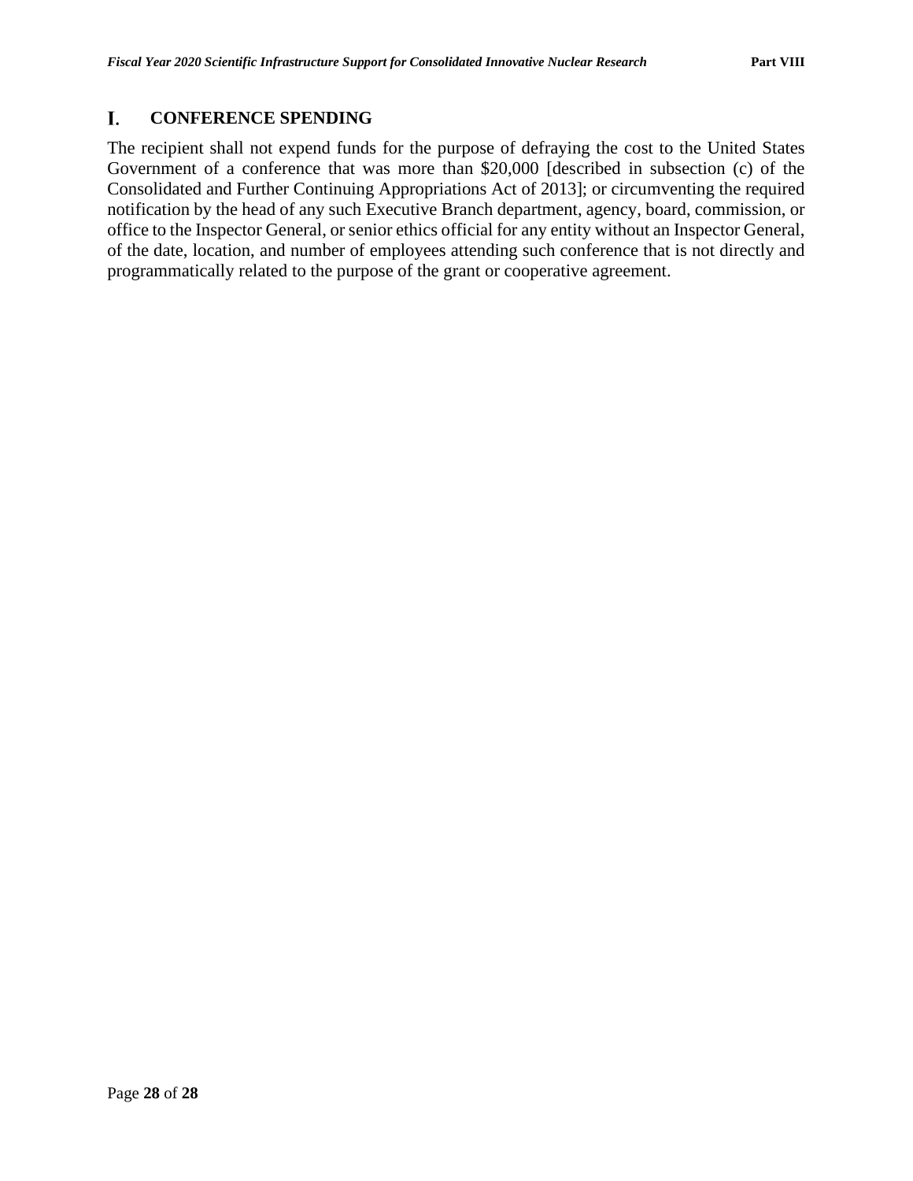## I. CONFERENCE SPENDING

The recipient shall not expend funds for the purpose of defraying the cost to the United States Government of a conference that was more than $20,000 [described in subsection (c) of the Consolidated and Further Continuing Appropriations Act of 2013]; or circumventing the required notification by the head of any such Executive Branch department, agency, board, commission, or office to the Inspector General, or senior ethics official for any entity without an Inspector General, of the date, location, and number of employees attending such conference that is not directly and programmatically related to the purpose of the grant or cooperative agreement.